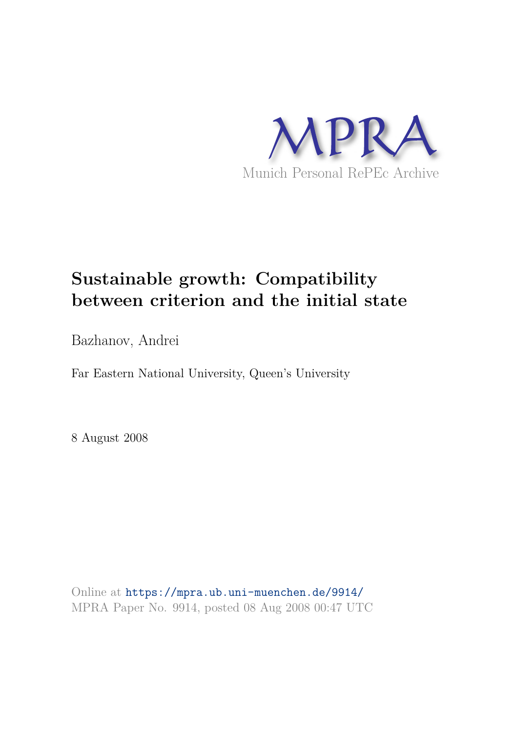MPRA

Munich Personal RePEc Archive

# Sustainable growth: Compatibility between criterion and the initial state

Bazhanov, Andrei

Far Eastern National University, Queen's University

8 August 2008

Online at https://mpra.ub.uni-muenchen.de/9914/
MPRA Paper No. 9914, posted 08 Aug 2008 00:47 UTC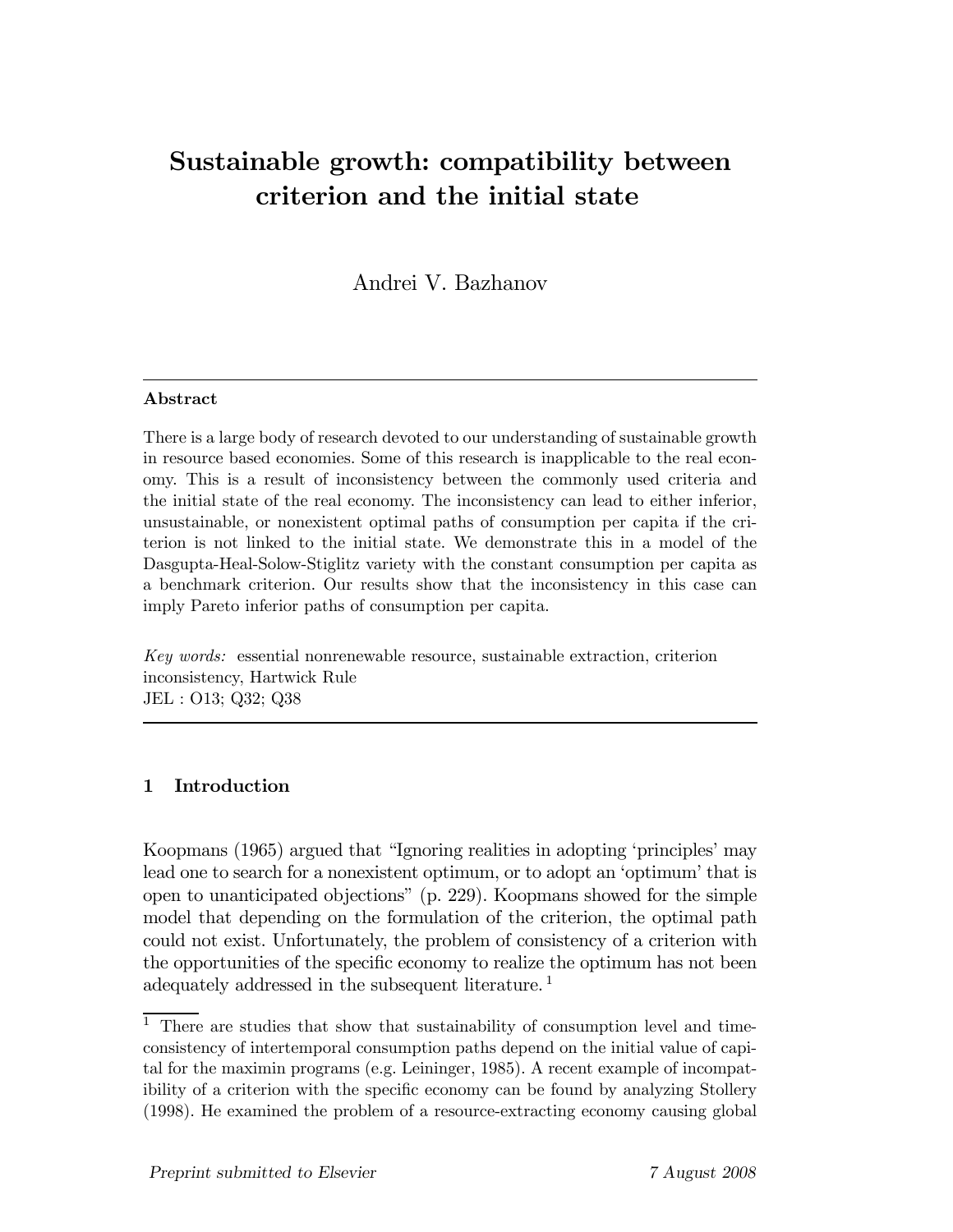# Sustainable growth: compatibility between criterion and the initial state

Andrei V. Bazhanov

---

**Abstract**

There is a large body of research devoted to our understanding of sustainable growth in resource based economies. Some of this research is inapplicable to the real economy. This is a result of inconsistency between the commonly used criteria and the initial state of the real economy. The inconsistency can lead to either inferior, unsustainable, or nonexistent optimal paths of consumption per capita if the criterion is not linked to the initial state. We demonstrate this in a model of the Dasgupta-Heal-Solow-Stiglitz variety with the constant consumption per capita as a benchmark criterion. Our results show that the inconsistency in this case can imply Pareto inferior paths of consumption per capita.

*Key words:* essential nonrenewable resource, sustainable extraction, criterion inconsistency, Hartwick Rule
JEL : O13; Q32; Q38

---

## 1 Introduction

Koopmans (1965) argued that "Ignoring realities in adopting 'principles' may lead one to search for a nonexistent optimum, or to adopt an 'optimum' that is open to unanticipated objections" (p. 229). Koopmans showed for the simple model that depending on the formulation of the criterion, the optimal path could not exist. Unfortunately, the problem of consistency of a criterion with the opportunities of the specific economy to realize the optimum has not been adequately addressed in the subsequent literature. [1]

[1] There are studies that show that sustainability of consumption level and time-consistency of intertemporal consumption paths depend on the initial value of capital for the maximin programs (e.g. Leininger, 1985). A recent example of incompatibility of a criterion with the specific economy can be found by analyzing Stollery (1998). He examined the problem of a resource-extracting economy causing global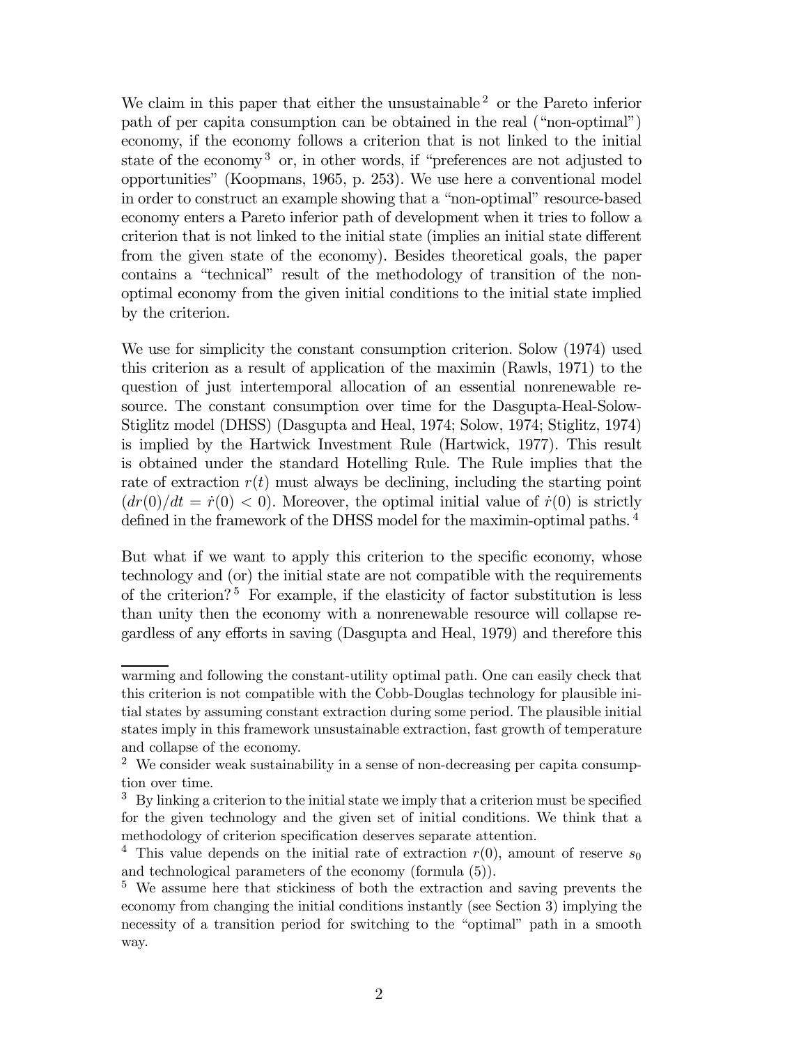We claim in this paper that either the unsustainable [2] or the Pareto inferior path of per capita consumption can be obtained in the real ("non-optimal") economy, if the economy follows a criterion that is not linked to the initial state of the economy [3] or, in other words, if "preferences are not adjusted to opportunities" (Koopmans, 1965, p. 253). We use here a conventional model in order to construct an example showing that a "non-optimal" resource-based economy enters a Pareto inferior path of development when it tries to follow a criterion that is not linked to the initial state (implies an initial state different from the given state of the economy). Besides theoretical goals, the paper contains a "technical" result of the methodology of transition of the non-optimal economy from the given initial conditions to the initial state implied by the criterion.

We use for simplicity the constant consumption criterion. Solow (1974) used this criterion as a result of application of the maximin (Rawls, 1971) to the question of just intertemporal allocation of an essential nonrenewable resource. The constant consumption over time for the Dasgupta-Heal-Solow-Stiglitz model (DHSS) (Dasgupta and Heal, 1974; Solow, 1974; Stiglitz, 1974) is implied by the Hartwick Investment Rule (Hartwick, 1977). This result is obtained under the standard Hotelling Rule. The Rule implies that the rate of extraction $r(t)$ must always be declining, including the starting point $(dr(0)/dt = \dot{r}(0) < 0)$. Moreover, the optimal initial value of $\dot{r}(0)$ is strictly defined in the framework of the DHSS model for the maximin-optimal paths. [4]

But what if we want to apply this criterion to the specific economy, whose technology and (or) the initial state are not compatible with the requirements of the criterion? [5] For example, if the elasticity of factor substitution is less than unity then the economy with a nonrenewable resource will collapse regardless of any efforts in saving (Dasgupta and Heal, 1979) and therefore this

---

warming and following the constant-utility optimal path. One can easily check that this criterion is not compatible with the Cobb-Douglas technology for plausible initial states by assuming constant extraction during some period. The plausible initial states imply in this framework unsustainable extraction, fast growth of temperature and collapse of the economy.

[2] We consider weak sustainability in a sense of non-decreasing per capita consumption over time.

[3] By linking a criterion to the initial state we imply that a criterion must be specified for the given technology and the given set of initial conditions. We think that a methodology of criterion specification deserves separate attention.

[4] This value depends on the initial rate of extraction $r(0)$, amount of reserve $s_0$ and technological parameters of the economy (formula (5)).

[5] We assume here that stickiness of both the extraction and saving prevents the economy from changing the initial conditions instantly (see Section 3) implying the necessity of a transition period for switching to the "optimal" path in a smooth way.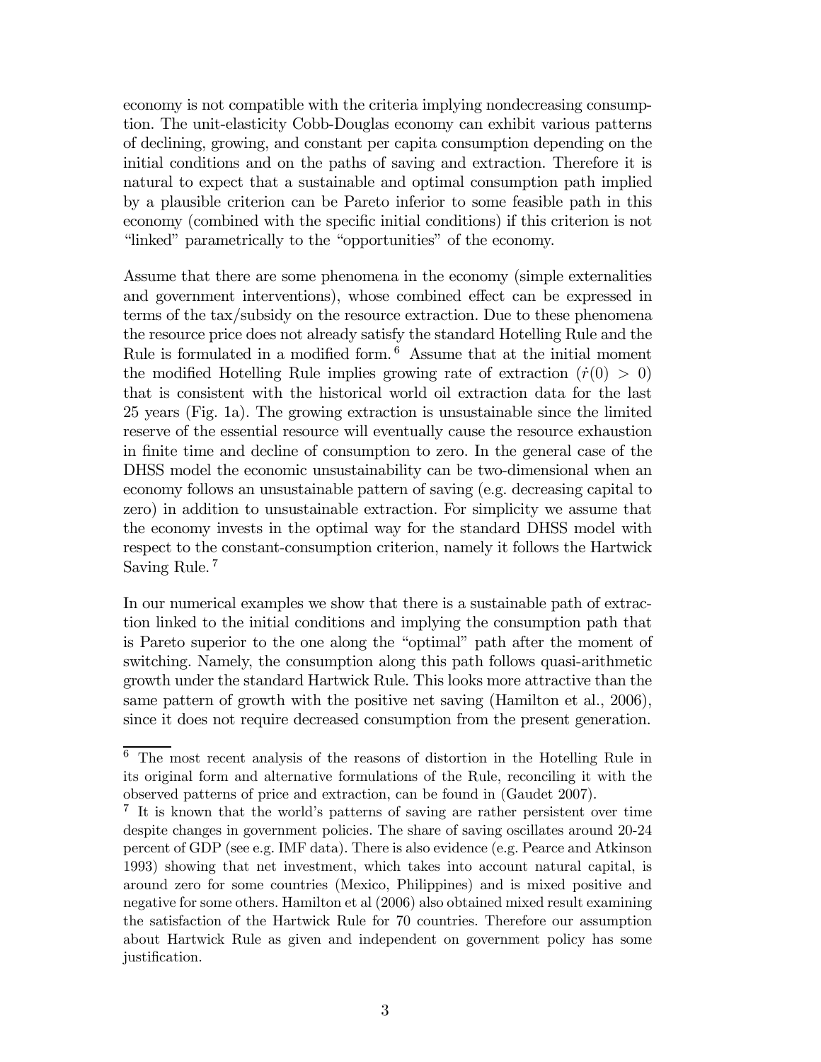economy is not compatible with the criteria implying nondecreasing consumption. The unit-elasticity Cobb-Douglas economy can exhibit various patterns of declining, growing, and constant per capita consumption depending on the initial conditions and on the paths of saving and extraction. Therefore it is natural to expect that a sustainable and optimal consumption path implied by a plausible criterion can be Pareto inferior to some feasible path in this economy (combined with the specific initial conditions) if this criterion is not "linked" parametrically to the "opportunities" of the economy.

Assume that there are some phenomena in the economy (simple externalities and government interventions), whose combined effect can be expressed in terms of the tax/subsidy on the resource extraction. Due to these phenomena the resource price does not already satisfy the standard Hotelling Rule and the Rule is formulated in a modified form. [6] Assume that at the initial moment the modified Hotelling Rule implies growing rate of extraction ($\dot{r}(0) > 0$) that is consistent with the historical world oil extraction data for the last 25 years (Fig. 1a). The growing extraction is unsustainable since the limited reserve of the essential resource will eventually cause the resource exhaustion in finite time and decline of consumption to zero. In the general case of the DHSS model the economic unsustainability can be two-dimensional when an economy follows an unsustainable pattern of saving (e.g. decreasing capital to zero) in addition to unsustainable extraction. For simplicity we assume that the economy invests in the optimal way for the standard DHSS model with respect to the constant-consumption criterion, namely it follows the Hartwick Saving Rule. [7]

In our numerical examples we show that there is a sustainable path of extraction linked to the initial conditions and implying the consumption path that is Pareto superior to the one along the "optimal" path after the moment of switching. Namely, the consumption along this path follows quasi-arithmetic growth under the standard Hartwick Rule. This looks more attractive than the same pattern of growth with the positive net saving (Hamilton et al., 2006), since it does not require decreased consumption from the present generation.

[6] The most recent analysis of the reasons of distortion in the Hotelling Rule in its original form and alternative formulations of the Rule, reconciling it with the observed patterns of price and extraction, can be found in (Gaudet 2007).

[7] It is known that the world's patterns of saving are rather persistent over time despite changes in government policies. The share of saving oscillates around 20-24 percent of GDP (see e.g. IMF data). There is also evidence (e.g. Pearce and Atkinson 1993) showing that net investment, which takes into account natural capital, is around zero for some countries (Mexico, Philippines) and is mixed positive and negative for some others. Hamilton et al (2006) also obtained mixed result examining the satisfaction of the Hartwick Rule for 70 countries. Therefore our assumption about Hartwick Rule as given and independent on government policy has some justification.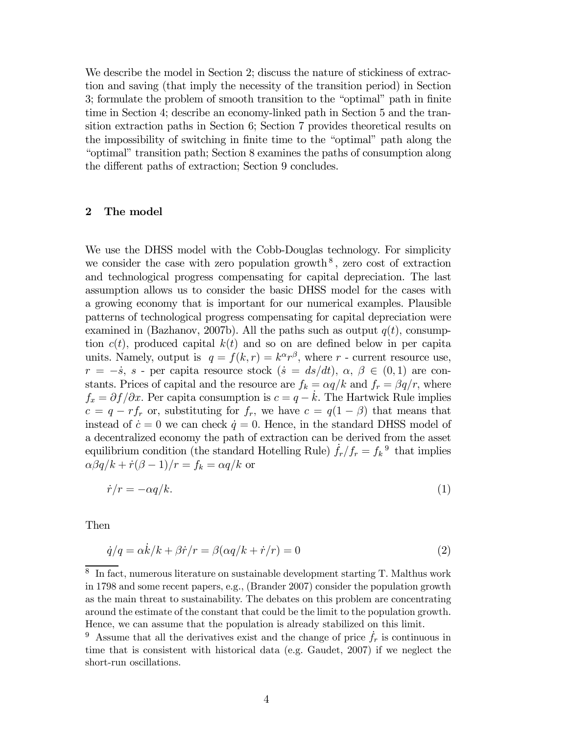We describe the model in Section 2; discuss the nature of stickiness of extraction and saving (that imply the necessity of the transition period) in Section 3; formulate the problem of smooth transition to the "optimal" path in finite time in Section 4; describe an economy-linked path in Section 5 and the transition extraction paths in Section 6; Section 7 provides theoretical results on the impossibility of switching in finite time to the "optimal" path along the "optimal" transition path; Section 8 examines the paths of consumption along the different paths of extraction; Section 9 concludes.

## 2 The model

We use the DHSS model with the Cobb-Douglas technology. For simplicity we consider the case with zero population growth [8], zero cost of extraction and technological progress compensating for capital depreciation. The last assumption allows us to consider the basic DHSS model for the cases with a growing economy that is important for our numerical examples. Plausible patterns of technological progress compensating for capital depreciation were examined in (Bazhanov, 2007b). All the paths such as output $q(t)$, consumption $c(t)$, produced capital $k(t)$ and so on are defined below in per capita units. Namely, output is $q = f(k, r) = k^{\alpha} r^{\beta}$, where $r$ - current resource use, $r = -\dot{s}$, $s$ - per capita resource stock ($\dot{s} = ds/dt$), $\alpha$, $\beta \in (0, 1)$ are constants. Prices of capital and the resource are $f_k = \alpha q/k$ and $f_r = \beta q/r$, where $f_x = \partial f/\partial x$. Per capita consumption is $c = q - \dot{k}$. The Hartwick Rule implies $c = q - r f_r$ or, substituting for $f_r$, we have $c = q(1 - \beta)$ that means that instead of $\dot{c} = 0$ we can check $\dot{q} = 0$. Hence, in the standard DHSS model of a decentralized economy the path of extraction can be derived from the asset equilibrium condition (the standard Hotelling Rule) $\dot{f}_r/f_r = f_k$ [9] that implies $\alpha\beta q/k + \dot{r}(\beta - 1)/r = f_k = \alpha q/k$ or

$$\dot{r}/r = -\alpha q/k. \tag{1}$$

Then

$$\dot{q}/q = \alpha \dot{k}/k + \beta \dot{r}/r = \beta(\alpha q/k + \dot{r}/r) = 0 \tag{2}$$

[8] In fact, numerous literature on sustainable development starting T. Malthus work in 1798 and some recent papers, e.g., (Brander 2007) consider the population growth as the main threat to sustainability. The debates on this problem are concentrating around the estimate of the constant that could be the limit to the population growth. Hence, we can assume that the population is already stabilized on this limit.

[9] Assume that all the derivatives exist and the change of price $\dot{f}_r$ is continuous in time that is consistent with historical data (e.g. Gaudet, 2007) if we neglect the short-run oscillations.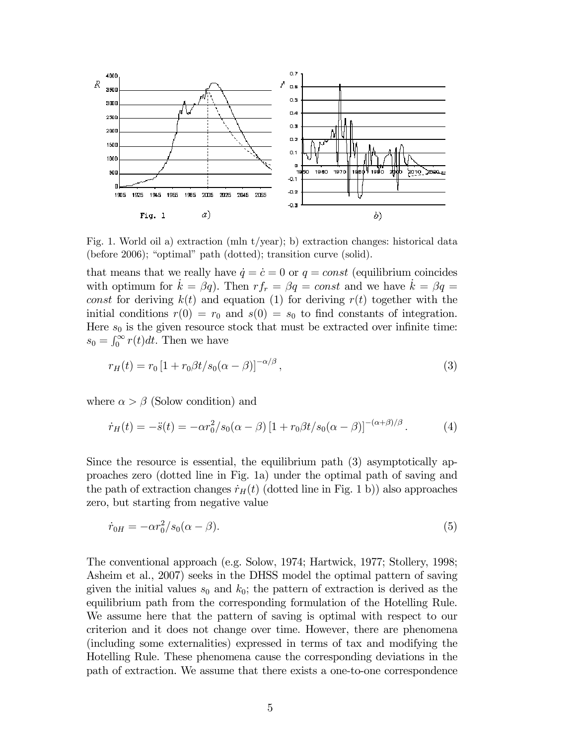Fig. 1. World oil a) extraction (mln t/year); b) extraction changes: historical data (before 2006); "optimal" path (dotted); transition curve (solid).

that means that we really have $\dot{q} = \dot{c} = 0$ or $q = const$ (equilibrium coincides with optimum for $\dot{k} = \beta q$). Then $rf_r = \beta q = const$ and we have $\dot{k} = \beta q = const$ for deriving $k(t)$ and equation (1) for deriving $r(t)$ together with the initial conditions $r(0) = r_0$ and $s(0) = s_0$ to find constants of integration. Here $s_0$ is the given resource stock that must be extracted over infinite time: $s_0 = \int_0^\infty r(t)dt$. Then we have

$$r_H(t) = r_0 \left[1 + r_0 \beta t / s_0(\alpha - \beta)\right]^{-\alpha/\beta}, \tag{3}$$

where $\alpha > \beta$ (Solow condition) and

$$\dot{r}_H(t) = -\ddot{s}(t) = -\alpha r_0^2 / s_0(\alpha - \beta) \left[1 + r_0 \beta t / s_0(\alpha - \beta)\right]^{-(\alpha+\beta)/\beta}. \tag{4}$$

Since the resource is essential, the equilibrium path (3) asymptotically approaches zero (dotted line in Fig. 1a) under the optimal path of saving and the path of extraction changes $\dot{r}_H(t)$ (dotted line in Fig. 1 b)) also approaches zero, but starting from negative value

$$\dot{r}_{0H} = -\alpha r_0^2 / s_0(\alpha - \beta). \tag{5}$$

The conventional approach (e.g. Solow, 1974; Hartwick, 1977; Stollery, 1998; Asheim et al., 2007) seeks in the DHSS model the optimal pattern of saving given the initial values $s_0$ and $k_0$; the pattern of extraction is derived as the equilibrium path from the corresponding formulation of the Hotelling Rule. We assume here that the pattern of saving is optimal with respect to our criterion and it does not change over time. However, there are phenomena (including some externalities) expressed in terms of tax and modifying the Hotelling Rule. These phenomena cause the corresponding deviations in the path of extraction. We assume that there exists a one-to-one correspondence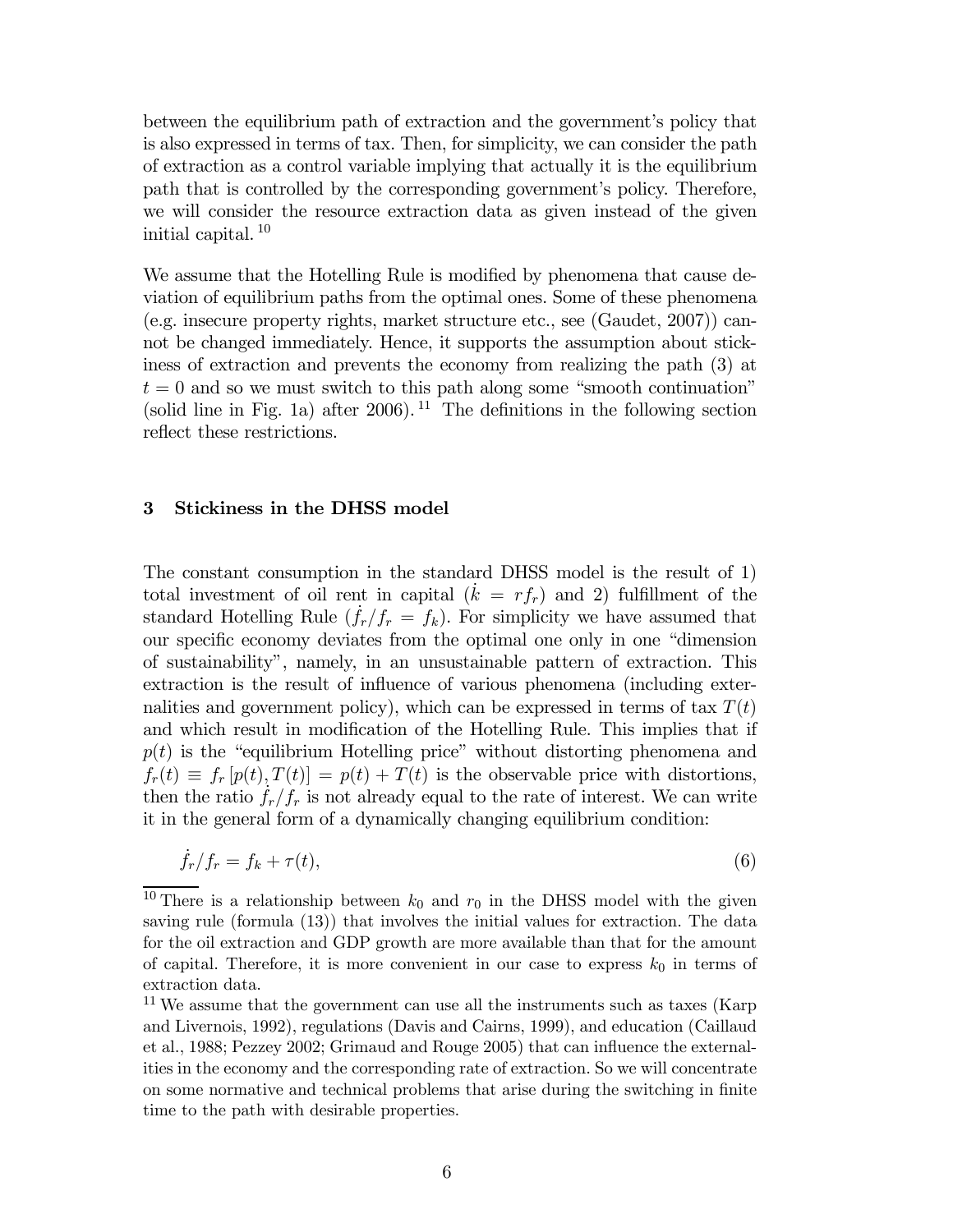between the equilibrium path of extraction and the government's policy that is also expressed in terms of tax. Then, for simplicity, we can consider the path of extraction as a control variable implying that actually it is the equilibrium path that is controlled by the corresponding government's policy. Therefore, we will consider the resource extraction data as given instead of the given initial capital. [10]

We assume that the Hotelling Rule is modified by phenomena that cause deviation of equilibrium paths from the optimal ones. Some of these phenomena (e.g. insecure property rights, market structure etc., see (Gaudet, 2007)) cannot be changed immediately. Hence, it supports the assumption about stickiness of extraction and prevents the economy from realizing the path (3) at $t = 0$ and so we must switch to this path along some "smooth continuation" (solid line in Fig. 1a) after 2006). [11] The definitions in the following section reflect these restrictions.

## 3 Stickiness in the DHSS model

The constant consumption in the standard DHSS model is the result of 1) total investment of oil rent in capital ($\dot{k} = rf_r$) and 2) fulfillment of the standard Hotelling Rule ($\dot{f}_r/f_r = f_k$). For simplicity we have assumed that our specific economy deviates from the optimal one only in one "dimension of sustainability", namely, in an unsustainable pattern of extraction. This extraction is the result of influence of various phenomena (including externalities and government policy), which can be expressed in terms of tax $T(t)$ and which result in modification of the Hotelling Rule. This implies that if $p(t)$ is the "equilibrium Hotelling price" without distorting phenomena and $f_r(t) \equiv f_r[p(t), T(t)] = p(t) + T(t)$ is the observable price with distortions, then the ratio $\dot{f}_r/f_r$ is not already equal to the rate of interest. We can write it in the general form of a dynamically changing equilibrium condition:

$$\dot{f}_r/f_r = f_k + \tau(t), \tag{6}$$

---

[10] There is a relationship between $k_0$ and $r_0$ in the DHSS model with the given saving rule (formula (13)) that involves the initial values for extraction. The data for the oil extraction and GDP growth are more available than that for the amount of capital. Therefore, it is more convenient in our case to express $k_0$ in terms of extraction data.

[11] We assume that the government can use all the instruments such as taxes (Karp and Livernois, 1992), regulations (Davis and Cairns, 1999), and education (Caillaud et al., 1988; Pezzey 2002; Grimaud and Rouge 2005) that can influence the externalities in the economy and the corresponding rate of extraction. So we will concentrate on some normative and technical problems that arise during the switching in finite time to the path with desirable properties.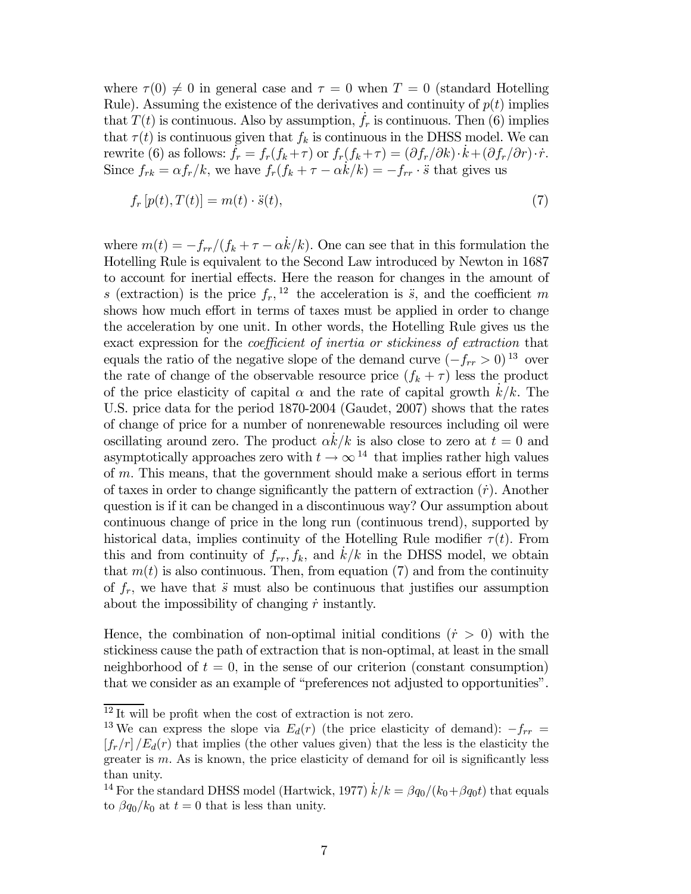where $\tau(0) \neq 0$ in general case and $\tau = 0$ when $T = 0$ (standard Hotelling Rule). Assuming the existence of the derivatives and continuity of $p(t)$ implies that $T(t)$ is continuous. Also by assumption, $\dot{f}_r$ is continuous. Then (6) implies that $\tau(t)$ is continuous given that $f_k$ is continuous in the DHSS model. We can rewrite (6) as follows: $\dot{f}_r = f_r(f_k + \tau)$ or $f_r(f_k + \tau) = (\partial f_r/\partial k) \cdot \dot{k} + (\partial f_r/\partial r) \cdot \dot{r}$. Since $f_{rk} = \alpha f_r/k$, we have $f_r(f_k + \tau - \alpha\dot{k}/k) = -f_{rr} \cdot \ddot{s}$ that gives us

$$f_r\left[p(t), T(t)\right] = m(t) \cdot \ddot{s}(t), \tag{7}$$

where $m(t) = -f_{rr}/(f_k + \tau - \alpha\dot{k}/k)$. One can see that in this formulation the Hotelling Rule is equivalent to the Second Law introduced by Newton in 1687 to account for inertial effects. Here the reason for changes in the amount of $s$ (extraction) is the price $f_r$,[12] the acceleration is $\ddot{s}$, and the coefficient $m$ shows how much effort in terms of taxes must be applied in order to change the acceleration by one unit. In other words, the Hotelling Rule gives us the exact expression for the *coefficient of inertia or stickiness of extraction* that equals the ratio of the negative slope of the demand curve $(-f_{rr} > 0)$[13] over the rate of change of the observable resource price $(f_k + \tau)$ less the product of the price elasticity of capital $\alpha$ and the rate of capital growth $\dot{k}/k$. The U.S. price data for the period 1870-2004 (Gaudet, 2007) shows that the rates of change of price for a number of nonrenewable resources including oil were oscillating around zero. The product $\alpha\dot{k}/k$ is also close to zero at $t = 0$ and asymptotically approaches zero with $t \to \infty$[14] that implies rather high values of $m$. This means, that the government should make a serious effort in terms of taxes in order to change significantly the pattern of extraction $(\dot{r})$. Another question is if it can be changed in a discontinuous way? Our assumption about continuous change of price in the long run (continuous trend), supported by historical data, implies continuity of the Hotelling Rule modifier $\tau(t)$. From this and from continuity of $f_{rr}$, $f_k$, and $\dot{k}/k$ in the DHSS model, we obtain that $m(t)$ is also continuous. Then, from equation (7) and from the continuity of $f_r$, we have that $\ddot{s}$ must also be continuous that justifies our assumption about the impossibility of changing $\dot{r}$ instantly.

Hence, the combination of non-optimal initial conditions $(\dot{r} > 0)$ with the stickiness cause the path of extraction that is non-optimal, at least in the small neighborhood of $t = 0$, in the sense of our criterion (constant consumption) that we consider as an example of "preferences not adjusted to opportunities".

[12] It will be profit when the cost of extraction is not zero.

[13] We can express the slope via $E_d(r)$ (the price elasticity of demand): $-f_{rr} = [f_r/r]/E_d(r)$ that implies (the other values given) that the less is the elasticity the greater is $m$. As is known, the price elasticity of demand for oil is significantly less than unity.

[14] For the standard DHSS model (Hartwick, 1977) $\dot{k}/k = \beta q_0/(k_0 + \beta q_0 t)$ that equals to $\beta q_0/k_0$ at $t = 0$ that is less than unity.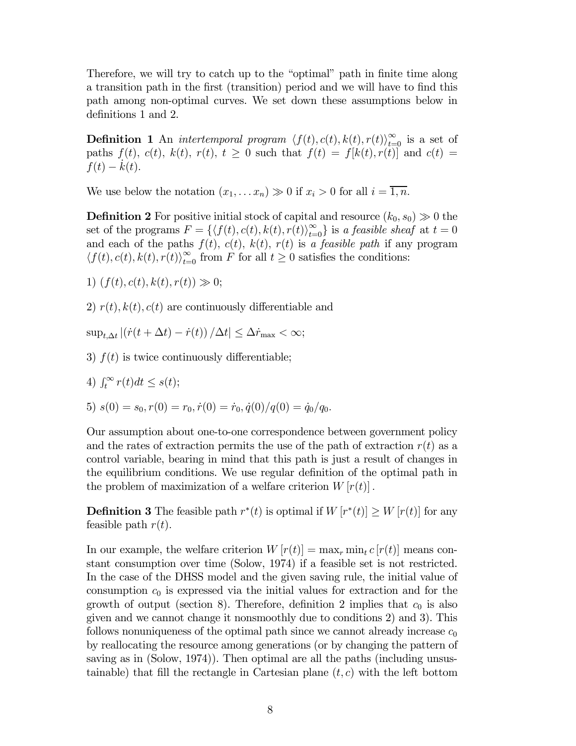Therefore, we will try to catch up to the "optimal" path in finite time along a transition path in the first (transition) period and we will have to find this path among non-optimal curves. We set down these assumptions below in definitions 1 and 2.

**Definition 1** An *intertemporal program* $\langle f(t), c(t), k(t), r(t) \rangle_{t=0}^{\infty}$ is a set of paths $f(t)$, $c(t)$, $k(t)$, $r(t)$, $t \geq 0$ such that $f(t) = f[k(t), r(t)]$ and $c(t) = f(t) - \dot{k}(t)$.

We use below the notation $(x_1, \ldots x_n) \gg 0$ if $x_i > 0$ for all $i = \overline{1, n}$.

**Definition 2** For positive initial stock of capital and resource $(k_0, s_0) \gg 0$ the set of the programs $F = \{\langle f(t), c(t), k(t), r(t) \rangle_{t=0}^{\infty}\}$ is *a feasible sheaf* at $t = 0$ and each of the paths $f(t)$, $c(t)$, $k(t)$, $r(t)$ is *a feasible path* if any program $\langle f(t), c(t), k(t), r(t) \rangle_{t=0}^{\infty}$ from $F$ for all $t \geq 0$ satisfies the conditions:

1) $(f(t), c(t), k(t), r(t)) \gg 0$;

2) $r(t), k(t), c(t)$ are continuously differentiable and

$\sup_{t,\Delta t} |(\dot{r}(t + \Delta t) - \dot{r}(t)) / \Delta t| \leq \Delta \dot{r}_{\max} < \infty$;

3) $f(t)$ is twice continuously differentiable;

4) $\int_t^{\infty} r(t)dt \leq s(t)$;

5) $s(0) = s_0, r(0) = r_0, \dot{r}(0) = \dot{r}_0, \dot{q}(0)/q(0) = \dot{q}_0/q_0$.

Our assumption about one-to-one correspondence between government policy and the rates of extraction permits the use of the path of extraction $r(t)$ as a control variable, bearing in mind that this path is just a result of changes in the equilibrium conditions. We use regular definition of the optimal path in the problem of maximization of a welfare criterion $W[r(t)]$.

**Definition 3** The feasible path $r^*(t)$ is optimal if $W[r^*(t)] \geq W[r(t)]$ for any feasible path $r(t)$.

In our example, the welfare criterion $W[r(t)] = \max_r \min_t c[r(t)]$ means constant consumption over time (Solow, 1974) if a feasible set is not restricted. In the case of the DHSS model and the given saving rule, the initial value of consumption $c_0$ is expressed via the initial values for extraction and for the growth of output (section 8). Therefore, definition 2 implies that $c_0$ is also given and we cannot change it nonsmoothly due to conditions 2) and 3). This follows nonuniqueness of the optimal path since we cannot already increase $c_0$ by reallocating the resource among generations (or by changing the pattern of saving as in (Solow, 1974)). Then optimal are all the paths (including unsustainable) that fill the rectangle in Cartesian plane $(t, c)$ with the left bottom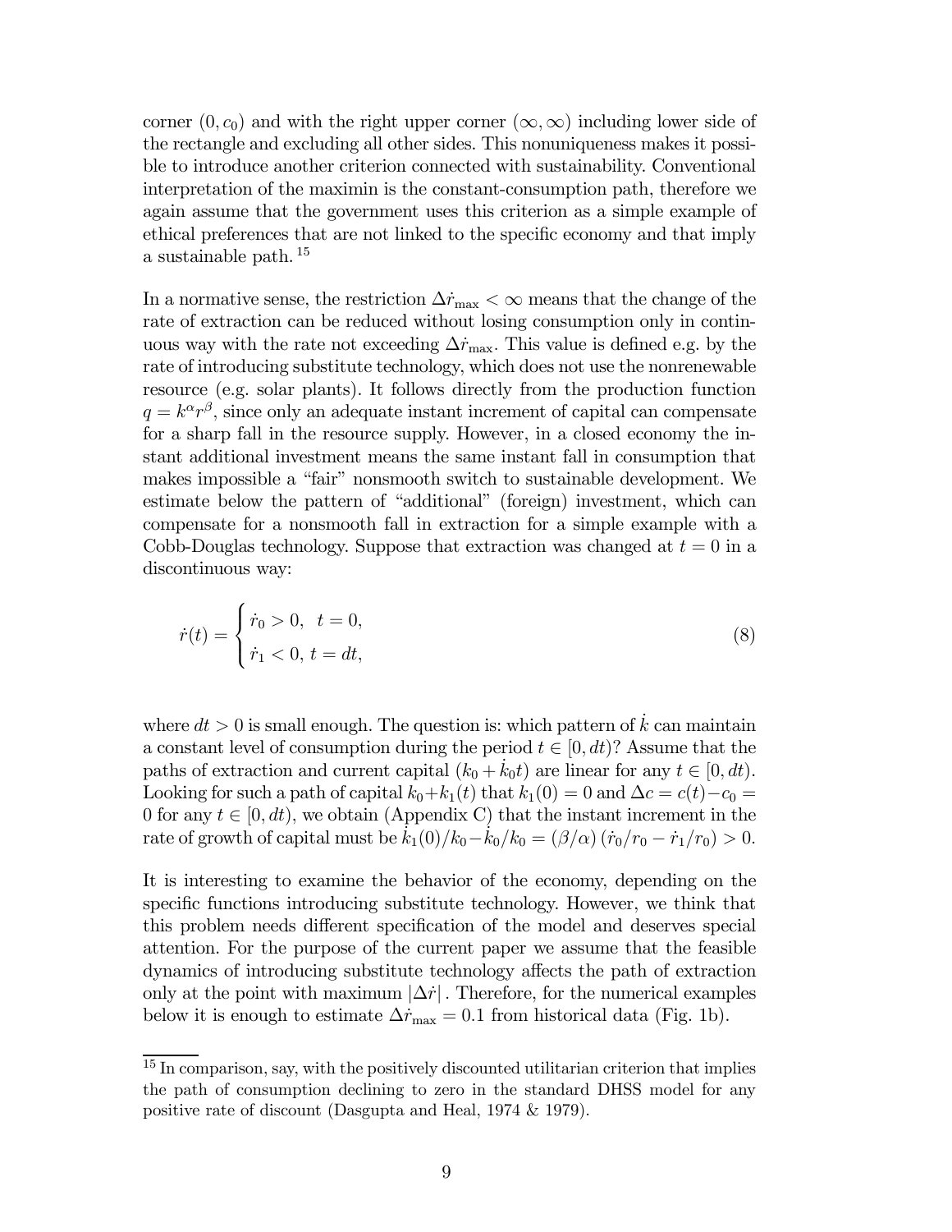corner $(0, c_0)$ and with the right upper corner $(\infty, \infty)$ including lower side of the rectangle and excluding all other sides. This nonuniqueness makes it possible to introduce another criterion connected with sustainability. Conventional interpretation of the maximin is the constant-consumption path, therefore we again assume that the government uses this criterion as a simple example of ethical preferences that are not linked to the specific economy and that imply a sustainable path. [15]

In a normative sense, the restriction $\Delta \dot{r}_{\max} < \infty$ means that the change of the rate of extraction can be reduced without losing consumption only in continuous way with the rate not exceeding $\Delta \dot{r}_{\max}$. This value is defined e.g. by the rate of introducing substitute technology, which does not use the nonrenewable resource (e.g. solar plants). It follows directly from the production function $q = k^{\alpha} r^{\beta}$, since only an adequate instant increment of capital can compensate for a sharp fall in the resource supply. However, in a closed economy the instant additional investment means the same instant fall in consumption that makes impossible a "fair" nonsmooth switch to sustainable development. We estimate below the pattern of "additional" (foreign) investment, which can compensate for a nonsmooth fall in extraction for a simple example with a Cobb-Douglas technology. Suppose that extraction was changed at $t = 0$ in a discontinuous way:

$$\dot{r}(t) = \begin{cases} \dot{r}_0 > 0, & t = 0, \\ \dot{r}_1 < 0, & t = dt, \end{cases} \tag{8}$$

where $dt > 0$ is small enough. The question is: which pattern of $\dot{k}$ can maintain a constant level of consumption during the period $t \in [0, dt)$? Assume that the paths of extraction and current capital $(k_0 + \dot{k}_0 t)$ are linear for any $t \in [0, dt)$. Looking for such a path of capital $k_0 + k_1(t)$ that $k_1(0) = 0$ and $\Delta c = c(t) - c_0 = 0$ for any $t \in [0, dt)$, we obtain (Appendix C) that the instant increment in the rate of growth of capital must be $\dot{k}_1(0)/k_0 - \dot{k}_0/k_0 = (\beta/\alpha)(\dot{r}_0/r_0 - \dot{r}_1/r_0) > 0$.

It is interesting to examine the behavior of the economy, depending on the specific functions introducing substitute technology. However, we think that this problem needs different specification of the model and deserves special attention. For the purpose of the current paper we assume that the feasible dynamics of introducing substitute technology affects the path of extraction only at the point with maximum $|\Delta \dot{r}|$. Therefore, for the numerical examples below it is enough to estimate $\Delta \dot{r}_{\max} = 0.1$ from historical data (Fig. 1b).

[15] In comparison, say, with the positively discounted utilitarian criterion that implies the path of consumption declining to zero in the standard DHSS model for any positive rate of discount (Dasgupta and Heal, 1974 & 1979).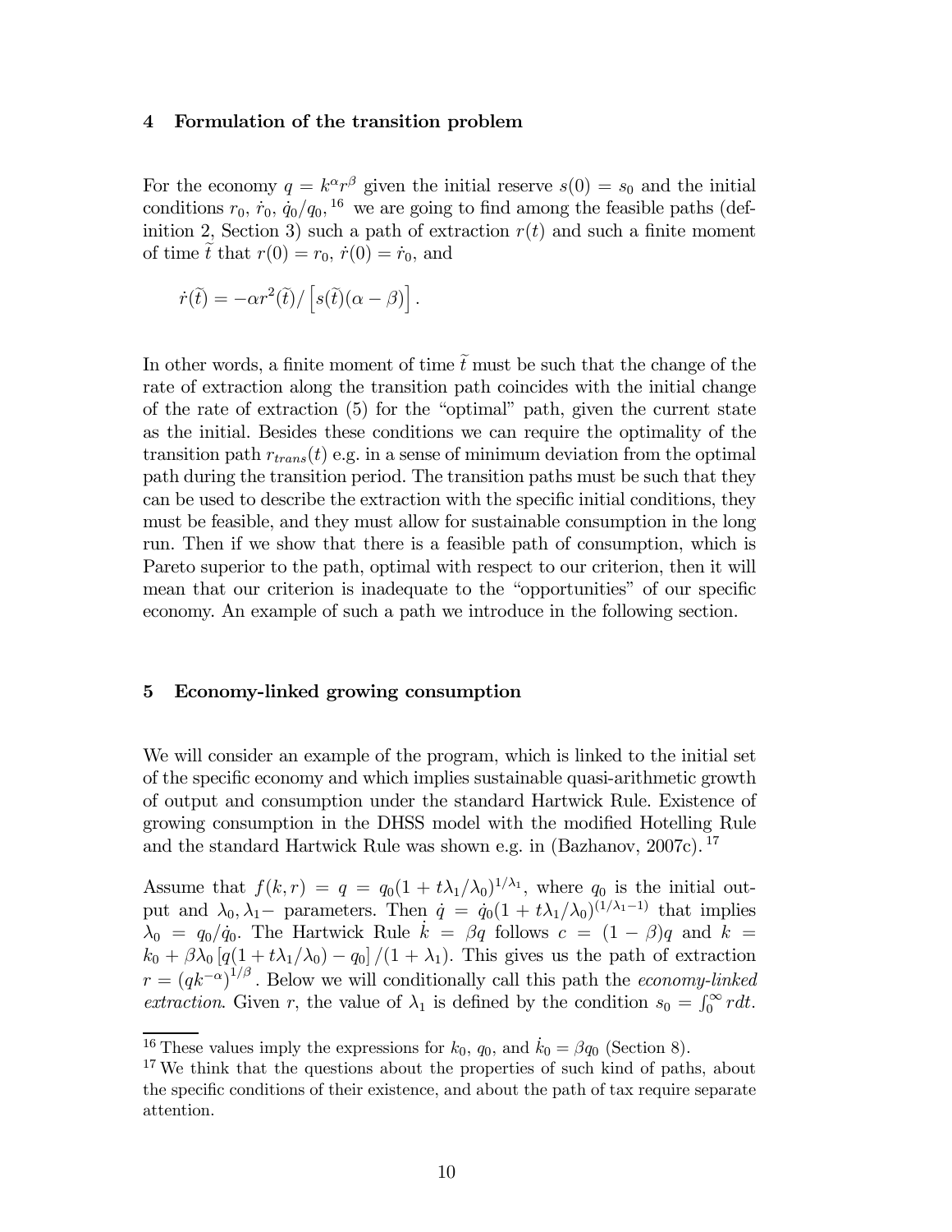## 4 Formulation of the transition problem

For the economy $q = k^\alpha r^\beta$ given the initial reserve $s(0) = s_0$ and the initial conditions $r_0$, $\dot{r}_0$, $\dot{q}_0/q_0$,[16] we are going to find among the feasible paths (definition 2, Section 3) such a path of extraction $r(t)$ and such a finite moment of time $\widetilde{t}$ that $r(0) = r_0$, $\dot{r}(0) = \dot{r}_0$, and

$$\dot{r}(\widetilde{t}) = -\alpha r^2(\widetilde{t}) / \left[ s(\widetilde{t})(\alpha - \beta) \right].$$

In other words, a finite moment of time $\widetilde{t}$ must be such that the change of the rate of extraction along the transition path coincides with the initial change of the rate of extraction (5) for the "optimal" path, given the current state as the initial. Besides these conditions we can require the optimality of the transition path $r_{trans}(t)$ e.g. in a sense of minimum deviation from the optimal path during the transition period. The transition paths must be such that they can be used to describe the extraction with the specific initial conditions, they must be feasible, and they must allow for sustainable consumption in the long run. Then if we show that there is a feasible path of consumption, which is Pareto superior to the path, optimal with respect to our criterion, then it will mean that our criterion is inadequate to the "opportunities" of our specific economy. An example of such a path we introduce in the following section.

## 5 Economy-linked growing consumption

We will consider an example of the program, which is linked to the initial set of the specific economy and which implies sustainable quasi-arithmetic growth of output and consumption under the standard Hartwick Rule. Existence of growing consumption in the DHSS model with the modified Hotelling Rule and the standard Hartwick Rule was shown e.g. in (Bazhanov, 2007c).[17]

Assume that $f(k, r) = q = q_0(1 + t\lambda_1/\lambda_0)^{1/\lambda_1}$, where $q_0$ is the initial output and $\lambda_0, \lambda_1-$ parameters. Then $\dot{q} = \dot{q}_0(1 + t\lambda_1/\lambda_0)^{(1/\lambda_1 - 1)}$ that implies $\lambda_0 = q_0/\dot{q}_0$. The Hartwick Rule $\dot{k} = \beta q$ follows $c = (1 - \beta)q$ and $k = k_0 + \beta\lambda_0 \left[ q(1 + t\lambda_1/\lambda_0) - q_0 \right] / (1 + \lambda_1)$. This gives us the path of extraction $r = \left( qk^{-\alpha} \right)^{1/\beta}$. Below we will conditionally call this path the *economy-linked extraction*. Given $r$, the value of $\lambda_1$ is defined by the condition $s_0 = \int_0^\infty r dt$.

---

[16] These values imply the expressions for $k_0$, $q_0$, and $\dot{k}_0 = \beta q_0$ (Section 8).

[17] We think that the questions about the properties of such kind of paths, about the specific conditions of their existence, and about the path of tax require separate attention.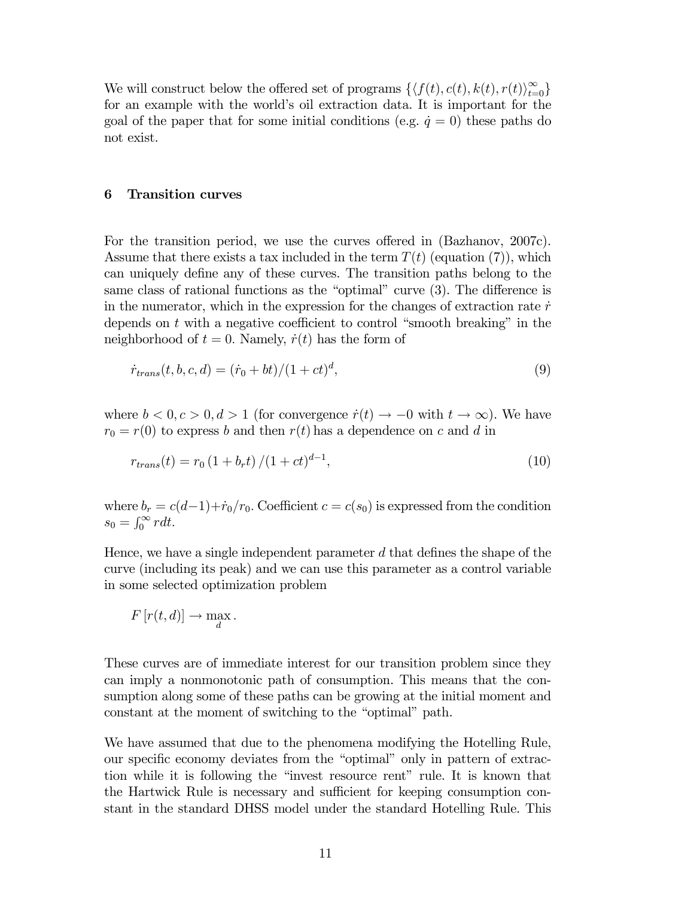We will construct below the offered set of programs $\{\langle f(t), c(t), k(t), r(t)\rangle_{t=0}^{\infty}\}$ for an example with the world's oil extraction data. It is important for the goal of the paper that for some initial conditions (e.g. $\dot{q} = 0$) these paths do not exist.

## 6 Transition curves

For the transition period, we use the curves offered in (Bazhanov, 2007c). Assume that there exists a tax included in the term $T(t)$ (equation (7)), which can uniquely define any of these curves. The transition paths belong to the same class of rational functions as the "optimal" curve (3). The difference is in the numerator, which in the expression for the changes of extraction rate $\dot{r}$ depends on $t$ with a negative coefficient to control "smooth breaking" in the neighborhood of $t = 0$. Namely, $\dot{r}(t)$ has the form of

$$\dot{r}_{trans}(t, b, c, d) = (\dot{r}_0 + bt)/(1 + ct)^d, \tag{9}$$

where $b < 0, c > 0, d > 1$ (for convergence $\dot{r}(t) \to -0$ with $t \to \infty$). We have $r_0 = r(0)$ to express $b$ and then $r(t)$ has a dependence on $c$ and $d$ in

$$r_{trans}(t) = r_0 \left(1 + b_r t\right) / (1 + ct)^{d-1}, \tag{10}$$

where $b_r = c(d-1) + \dot{r}_0 / r_0$. Coefficient $c = c(s_0)$ is expressed from the condition $s_0 = \int_0^{\infty} r dt$.

Hence, we have a single independent parameter $d$ that defines the shape of the curve (including its peak) and we can use this parameter as a control variable in some selected optimization problem

$$F\left[r(t, d)\right] \to \max_{d}.$$

These curves are of immediate interest for our transition problem since they can imply a nonmonotonic path of consumption. This means that the consumption along some of these paths can be growing at the initial moment and constant at the moment of switching to the "optimal" path.

We have assumed that due to the phenomena modifying the Hotelling Rule, our specific economy deviates from the "optimal" only in pattern of extraction while it is following the "invest resource rent" rule. It is known that the Hartwick Rule is necessary and sufficient for keeping consumption constant in the standard DHSS model under the standard Hotelling Rule. This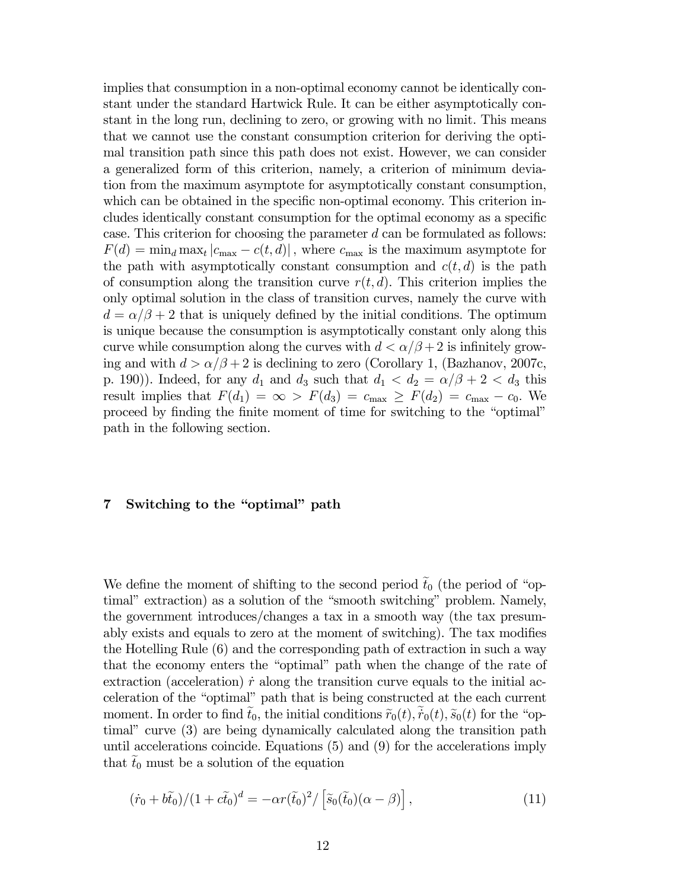implies that consumption in a non-optimal economy cannot be identically constant under the standard Hartwick Rule. It can be either asymptotically constant in the long run, declining to zero, or growing with no limit. This means that we cannot use the constant consumption criterion for deriving the optimal transition path since this path does not exist. However, we can consider a generalized form of this criterion, namely, a criterion of minimum deviation from the maximum asymptote for asymptotically constant consumption, which can be obtained in the specific non-optimal economy. This criterion includes identically constant consumption for the optimal economy as a specific case. This criterion for choosing the parameter $d$ can be formulated as follows: $F(d) = \min_d \max_t |c_{\max} - c(t,d)|$, where $c_{\max}$ is the maximum asymptote for the path with asymptotically constant consumption and $c(t,d)$ is the path of consumption along the transition curve $r(t,d)$. This criterion implies the only optimal solution in the class of transition curves, namely the curve with $d = \alpha/\beta + 2$ that is uniquely defined by the initial conditions. The optimum is unique because the consumption is asymptotically constant only along this curve while consumption along the curves with $d < \alpha/\beta + 2$ is infinitely growing and with $d > \alpha/\beta + 2$ is declining to zero (Corollary 1, (Bazhanov, 2007c, p. 190)). Indeed, for any $d_1$ and $d_3$ such that $d_1 < d_2 = \alpha/\beta + 2 < d_3$ this result implies that $F(d_1) = \infty > F(d_3) = c_{\max} \geq F(d_2) = c_{\max} - c_0$. We proceed by finding the finite moment of time for switching to the "optimal" path in the following section.

## 7 Switching to the "optimal" path

We define the moment of shifting to the second period $\widetilde{t}_0$ (the period of "optimal" extraction) as a solution of the "smooth switching" problem. Namely, the government introduces/changes a tax in a smooth way (the tax presumably exists and equals to zero at the moment of switching). The tax modifies the Hotelling Rule (6) and the corresponding path of extraction in such a way that the economy enters the "optimal" path when the change of the rate of extraction (acceleration) $\dot{r}$ along the transition curve equals to the initial acceleration of the "optimal" path that is being constructed at the each current moment. In order to find $\widetilde{t}_0$, the initial conditions $\widetilde{r}_0(t), \widetilde{\dot{r}}_0(t), \widetilde{s}_0(t)$ for the "optimal" curve (3) are being dynamically calculated along the transition path until accelerations coincide. Equations (5) and (9) for the accelerations imply that $\widetilde{t}_0$ must be a solution of the equation

$$(\dot{r}_0 + b\widetilde{t}_0)/(1 + c\widetilde{t}_0)^d = -\alpha r(\widetilde{t}_0)^2 / \left[\widetilde{s}_0(\widetilde{t}_0)(\alpha - \beta)\right], \tag{11}$$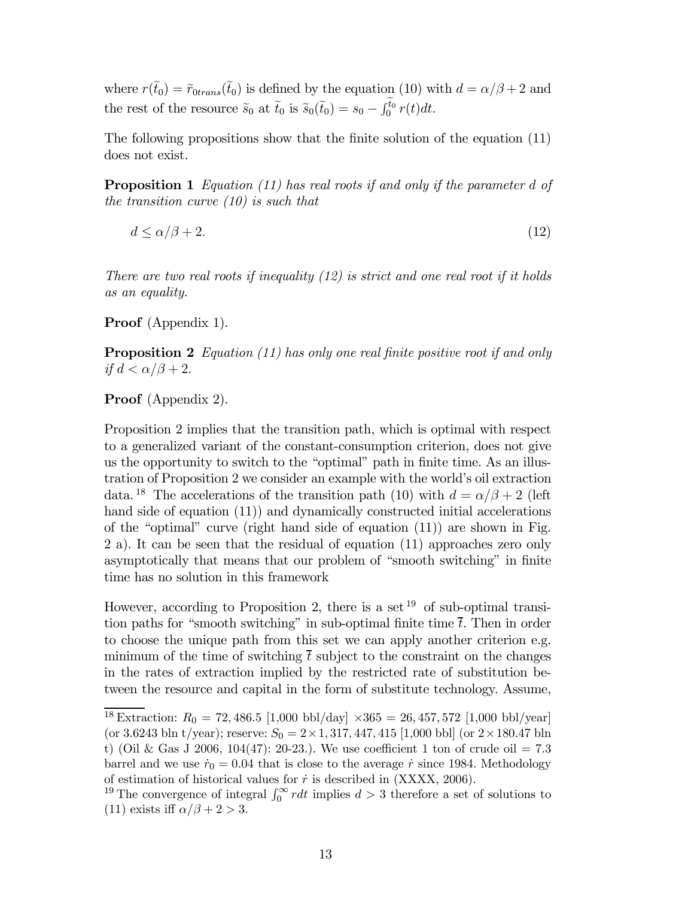where $r(\widetilde{t}_0) = \widetilde{r}_{0trans}(\widetilde{t}_0)$ is defined by the equation (10) with $d = \alpha/\beta + 2$ and the rest of the resource $\widetilde{s}_0$ at $\widetilde{t}_0$ is $\widetilde{s}_0(\widetilde{t}_0) = s_0 - \int_0^{\widetilde{t}_0} r(t)dt$.

The following propositions show that the finite solution of the equation (11) does not exist.

**Proposition 1** *Equation (11) has real roots if and only if the parameter $d$ of the transition curve (10) is such that*

$$d \leq \alpha/\beta + 2. \tag{12}$$

*There are two real roots if inequality (12) is strict and one real root if it holds as an equality.*

**Proof** (Appendix 1).

**Proposition 2** *Equation (11) has only one real finite positive root if and only if $d < \alpha/\beta + 2$.*

**Proof** (Appendix 2).

Proposition 2 implies that the transition path, which is optimal with respect to a generalized variant of the constant-consumption criterion, does not give us the opportunity to switch to the "optimal" path in finite time. As an illustration of Proposition 2 we consider an example with the world's oil extraction data.[18] The accelerations of the transition path (10) with $d = \alpha/\beta + 2$ (left hand side of equation (11)) and dynamically constructed initial accelerations of the "optimal" curve (right hand side of equation (11)) are shown in Fig. 2 a). It can be seen that the residual of equation (11) approaches zero only asymptotically that means that our problem of "smooth switching" in finite time has no solution in this framework

However, according to Proposition 2, there is a set[19] of sub-optimal transition paths for "smooth switching" in sub-optimal finite time $\overline{t}$. Then in order to choose the unique path from this set we can apply another criterion e.g. minimum of the time of switching $\overline{t}$ subject to the constraint on the changes in the rates of extraction implied by the restricted rate of substitution between the resource and capital in the form of substitute technology. Assume,

[18] Extraction: $R_0 = 72,486.5$ [1,000 bbl/day] $\times 365 = 26,457,572$ [1,000 bbl/year] (or 3.6243 bln t/year); reserve: $S_0 = 2 \times 1,317,447,415$ [1,000 bbl] (or $2 \times 180.47$ bln t) (Oil & Gas J 2006, 104(47): 20-23.). We use coefficient 1 ton of crude oil = 7.3 barrel and we use $\dot{r}_0 = 0.04$ that is close to the average $\dot{r}$ since 1984. Methodology of estimation of historical values for $\dot{r}$ is described in (XXXX, 2006).

[19] The convergence of integral $\int_0^{\infty} r dt$ implies $d > 3$ therefore a set of solutions to (11) exists iff $\alpha/\beta + 2 > 3$.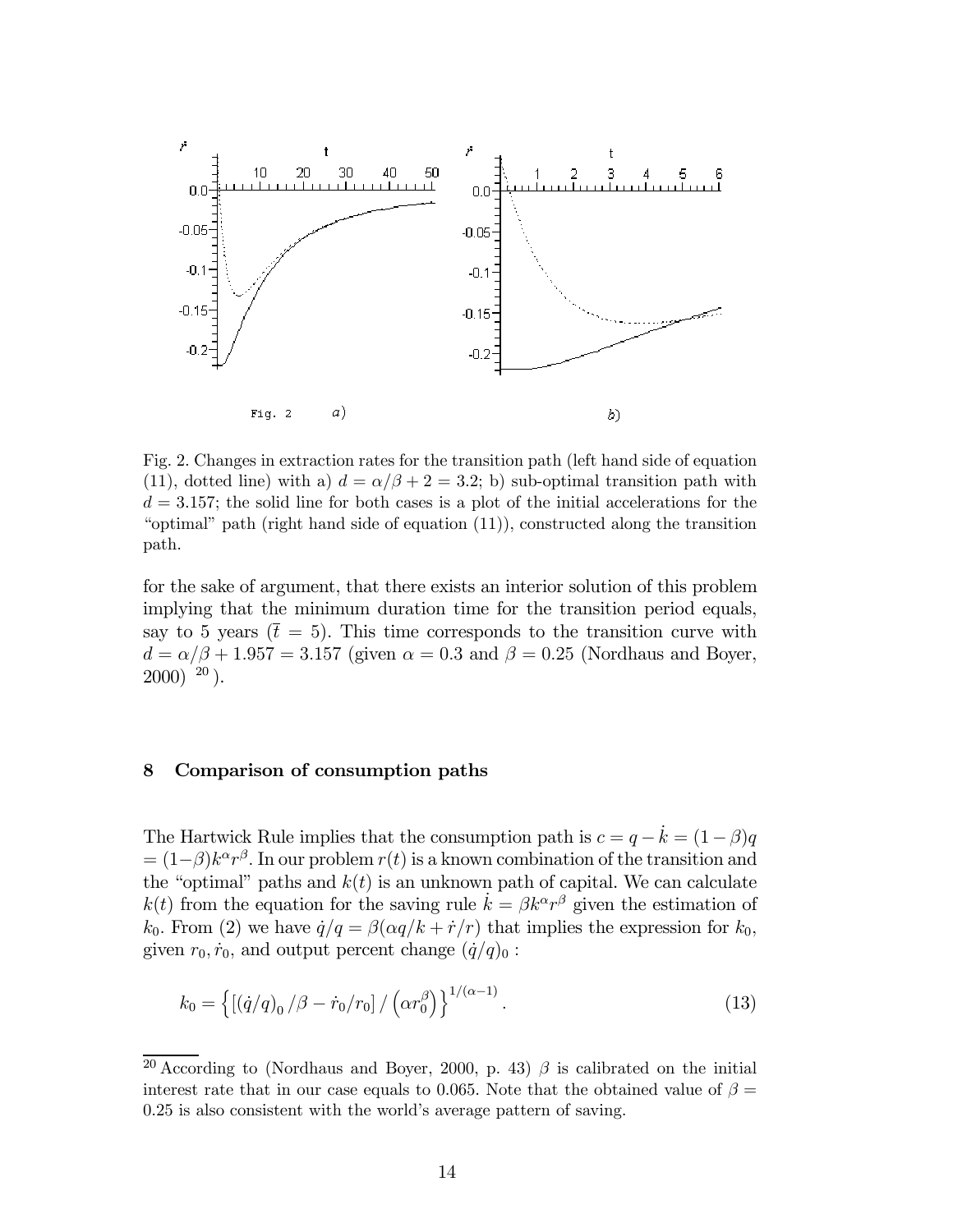Fig. 2. Changes in extraction rates for the transition path (left hand side of equation (11), dotted line) with a) $d = \alpha/\beta + 2 = 3.2$; b) sub-optimal transition path with $d = 3.157$; the solid line for both cases is a plot of the initial accelerations for the "optimal" path (right hand side of equation (11)), constructed along the transition path.

for the sake of argument, that there exists an interior solution of this problem implying that the minimum duration time for the transition period equals, say to 5 years ($\bar{t} = 5$). This time corresponds to the transition curve with $d = \alpha/\beta + 1.957 = 3.157$ (given $\alpha = 0.3$ and $\beta = 0.25$ (Nordhaus and Boyer, 2000) [20]).

## 8 Comparison of consumption paths

The Hartwick Rule implies that the consumption path is $c = q - \dot{k} = (1-\beta)q = (1-\beta)k^{\alpha}r^{\beta}$. In our problem $r(t)$ is a known combination of the transition and the "optimal" paths and $k(t)$ is an unknown path of capital. We can calculate $k(t)$ from the equation for the saving rule $\dot{k} = \beta k^{\alpha} r^{\beta}$ given the estimation of $k_0$. From (2) we have $\dot{q}/q = \beta(\alpha q/k + \dot{r}/r)$ that implies the expression for $k_0$, given $r_0, \dot{r}_0$, and output percent change $(\dot{q}/q)_0$ :

$$k_0 = \left\{ \left[ (\dot{q}/q)_0 / \beta - \dot{r}_0/r_0 \right] / \left( \alpha r_0^{\beta} \right) \right\}^{1/(\alpha-1)}. \tag{13}$$

[20] According to (Nordhaus and Boyer, 2000, p. 43) $\beta$ is calibrated on the initial interest rate that in our case equals to 0.065. Note that the obtained value of $\beta = 0.25$ is also consistent with the world's average pattern of saving.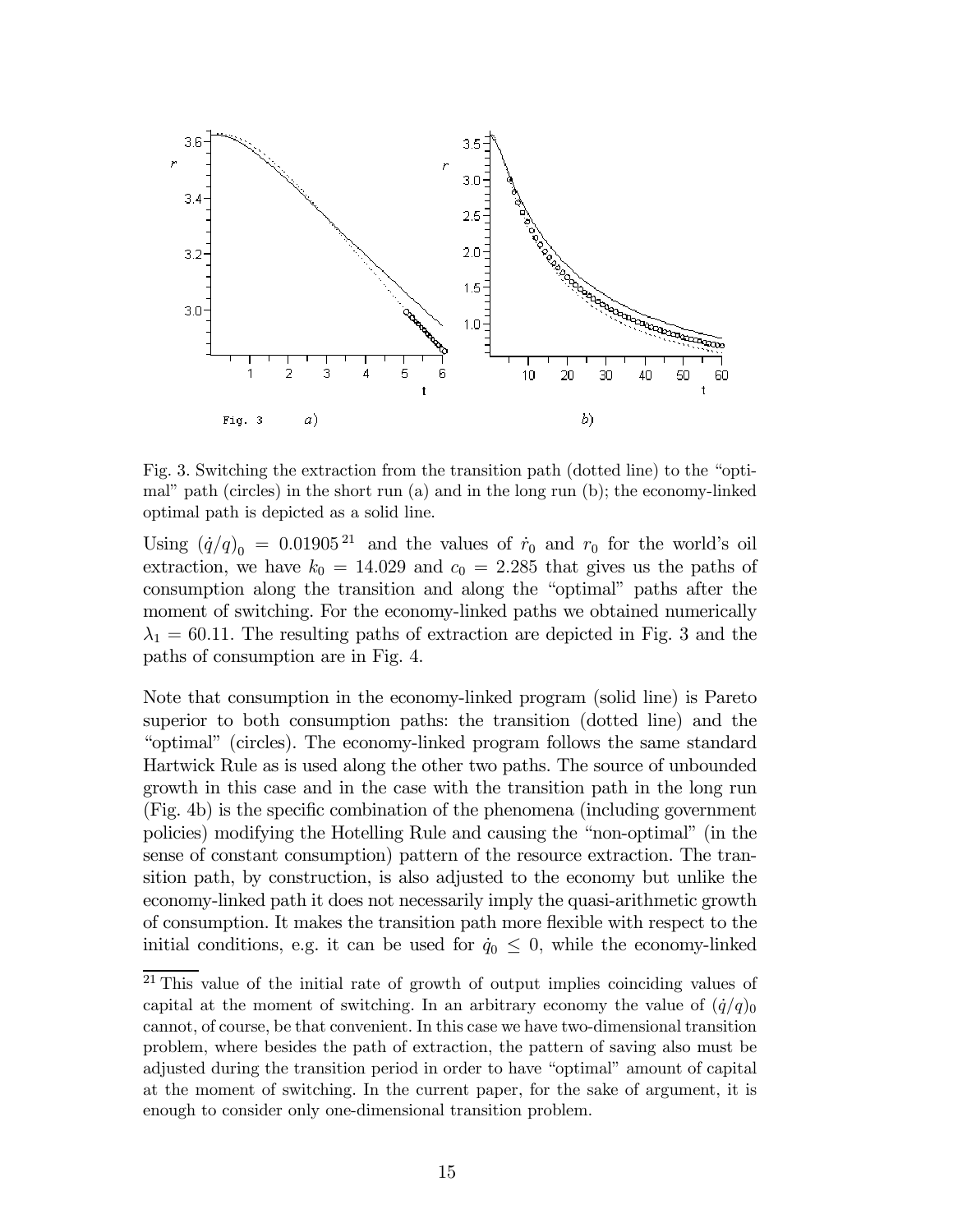Fig. 3. Switching the extraction from the transition path (dotted line) to the "optimal" path (circles) in the short run (a) and in the long run (b); the economy-linked optimal path is depicted as a solid line.

Using $(\dot{q}/q)_0 = 0.01905$ [21] and the values of $\dot{r}_0$ and $r_0$ for the world's oil extraction, we have $k_0 = 14.029$ and $c_0 = 2.285$ that gives us the paths of consumption along the transition and along the "optimal" paths after the moment of switching. For the economy-linked paths we obtained numerically $\lambda_1 = 60.11$. The resulting paths of extraction are depicted in Fig. 3 and the paths of consumption are in Fig. 4.

Note that consumption in the economy-linked program (solid line) is Pareto superior to both consumption paths: the transition (dotted line) and the "optimal" (circles). The economy-linked program follows the same standard Hartwick Rule as is used along the other two paths. The source of unbounded growth in this case and in the case with the transition path in the long run (Fig. 4b) is the specific combination of the phenomena (including government policies) modifying the Hotelling Rule and causing the "non-optimal" (in the sense of constant consumption) pattern of the resource extraction. The transition path, by construction, is also adjusted to the economy but unlike the economy-linked path it does not necessarily imply the quasi-arithmetic growth of consumption. It makes the transition path more flexible with respect to the initial conditions, e.g. it can be used for $\dot{q}_0 \leq 0$, while the economy-linked

[21] This value of the initial rate of growth of output implies coinciding values of capital at the moment of switching. In an arbitrary economy the value of $(\dot{q}/q)_0$ cannot, of course, be that convenient. In this case we have two-dimensional transition problem, where besides the path of extraction, the pattern of saving also must be adjusted during the transition period in order to have "optimal" amount of capital at the moment of switching. In the current paper, for the sake of argument, it is enough to consider only one-dimensional transition problem.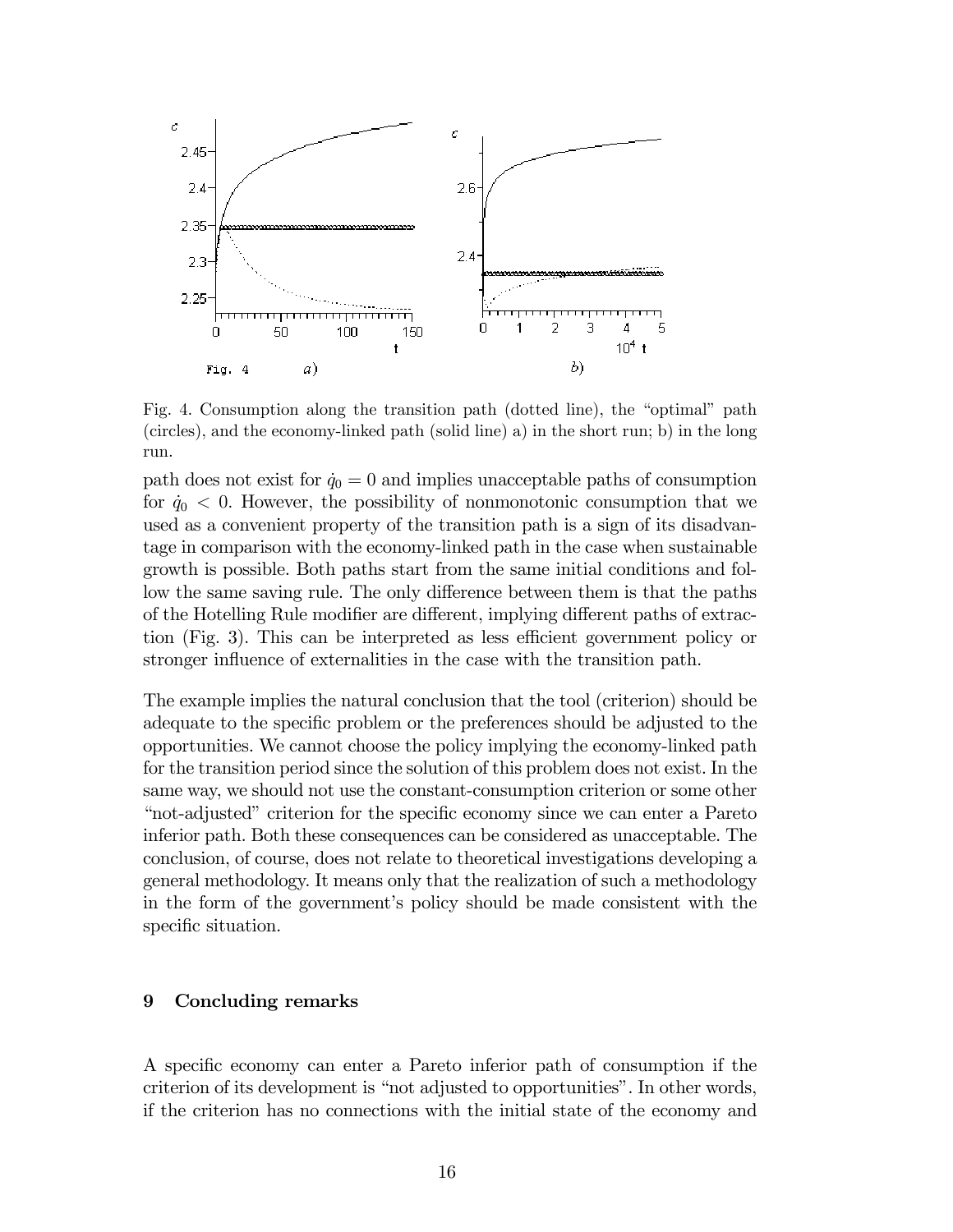Fig. 4. Consumption along the transition path (dotted line), the "optimal" path (circles), and the economy-linked path (solid line) a) in the short run; b) in the long run.

path does not exist for $\dot{q}_0 = 0$ and implies unacceptable paths of consumption for $\dot{q}_0 < 0$. However, the possibility of nonmonotonic consumption that we used as a convenient property of the transition path is a sign of its disadvantage in comparison with the economy-linked path in the case when sustainable growth is possible. Both paths start from the same initial conditions and follow the same saving rule. The only difference between them is that the paths of the Hotelling Rule modifier are different, implying different paths of extraction (Fig. 3). This can be interpreted as less efficient government policy or stronger influence of externalities in the case with the transition path.

The example implies the natural conclusion that the tool (criterion) should be adequate to the specific problem or the preferences should be adjusted to the opportunities. We cannot choose the policy implying the economy-linked path for the transition period since the solution of this problem does not exist. In the same way, we should not use the constant-consumption criterion or some other "not-adjusted" criterion for the specific economy since we can enter a Pareto inferior path. Both these consequences can be considered as unacceptable. The conclusion, of course, does not relate to theoretical investigations developing a general methodology. It means only that the realization of such a methodology in the form of the government's policy should be made consistent with the specific situation.

## 9 Concluding remarks

A specific economy can enter a Pareto inferior path of consumption if the criterion of its development is "not adjusted to opportunities". In other words, if the criterion has no connections with the initial state of the economy and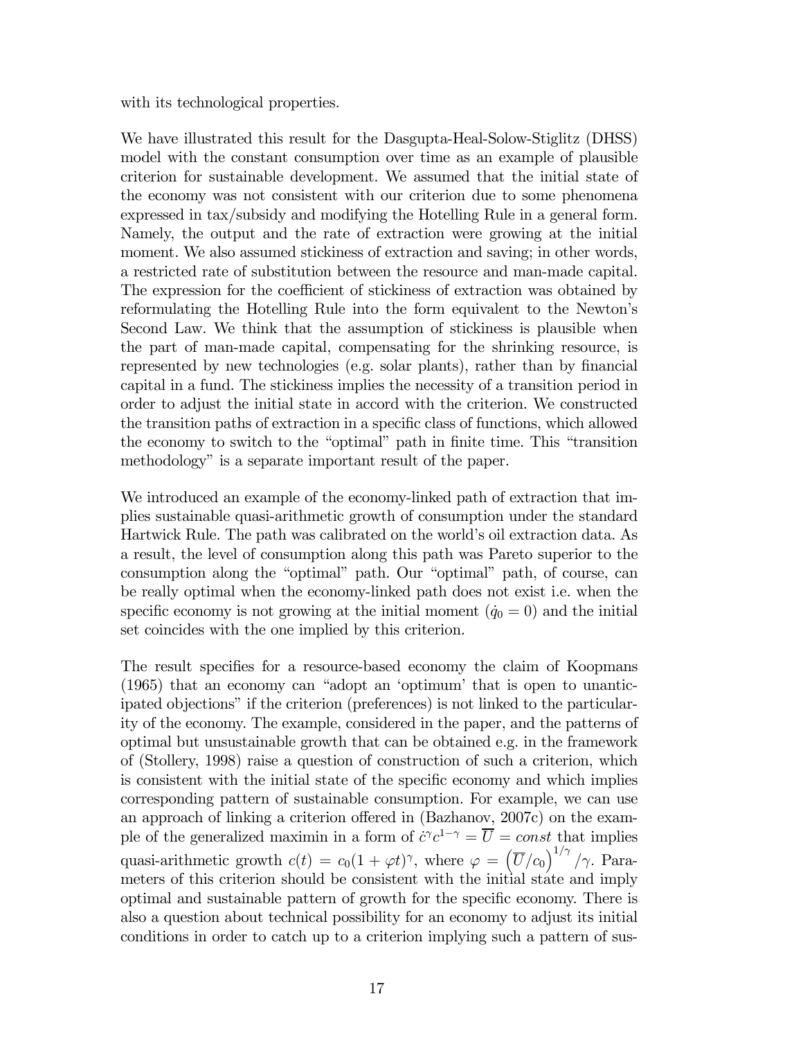with its technological properties.

We have illustrated this result for the Dasgupta-Heal-Solow-Stiglitz (DHSS) model with the constant consumption over time as an example of plausible criterion for sustainable development. We assumed that the initial state of the economy was not consistent with our criterion due to some phenomena expressed in tax/subsidy and modifying the Hotelling Rule in a general form. Namely, the output and the rate of extraction were growing at the initial moment. We also assumed stickiness of extraction and saving; in other words, a restricted rate of substitution between the resource and man-made capital. The expression for the coefficient of stickiness of extraction was obtained by reformulating the Hotelling Rule into the form equivalent to the Newton's Second Law. We think that the assumption of stickiness is plausible when the part of man-made capital, compensating for the shrinking resource, is represented by new technologies (e.g. solar plants), rather than by financial capital in a fund. The stickiness implies the necessity of a transition period in order to adjust the initial state in accord with the criterion. We constructed the transition paths of extraction in a specific class of functions, which allowed the economy to switch to the "optimal" path in finite time. This "transition methodology" is a separate important result of the paper.

We introduced an example of the economy-linked path of extraction that implies sustainable quasi-arithmetic growth of consumption under the standard Hartwick Rule. The path was calibrated on the world's oil extraction data. As a result, the level of consumption along this path was Pareto superior to the consumption along the "optimal" path. Our "optimal" path, of course, can be really optimal when the economy-linked path does not exist i.e. when the specific economy is not growing at the initial moment ($\dot{q}_0 = 0$) and the initial set coincides with the one implied by this criterion.

The result specifies for a resource-based economy the claim of Koopmans (1965) that an economy can "adopt an 'optimum' that is open to unanticipated objections" if the criterion (preferences) is not linked to the particularity of the economy. The example, considered in the paper, and the patterns of optimal but unsustainable growth that can be obtained e.g. in the framework of (Stollery, 1998) raise a question of construction of such a criterion, which is consistent with the initial state of the specific economy and which implies corresponding pattern of sustainable consumption. For example, we can use an approach of linking a criterion offered in (Bazhanov, 2007c) on the example of the generalized maximin in a form of $\dot{c}^{\gamma}c^{1-\gamma} = \overline{U} = const$ that implies quasi-arithmetic growth $c(t) = c_0(1 + \varphi t)^{\gamma}$, where $\varphi = \left(\overline{U}/c_0\right)^{1/\gamma}/\gamma$. Parameters of this criterion should be consistent with the initial state and imply optimal and sustainable pattern of growth for the specific economy. There is also a question about technical possibility for an economy to adjust its initial conditions in order to catch up to a criterion implying such a pattern of sus-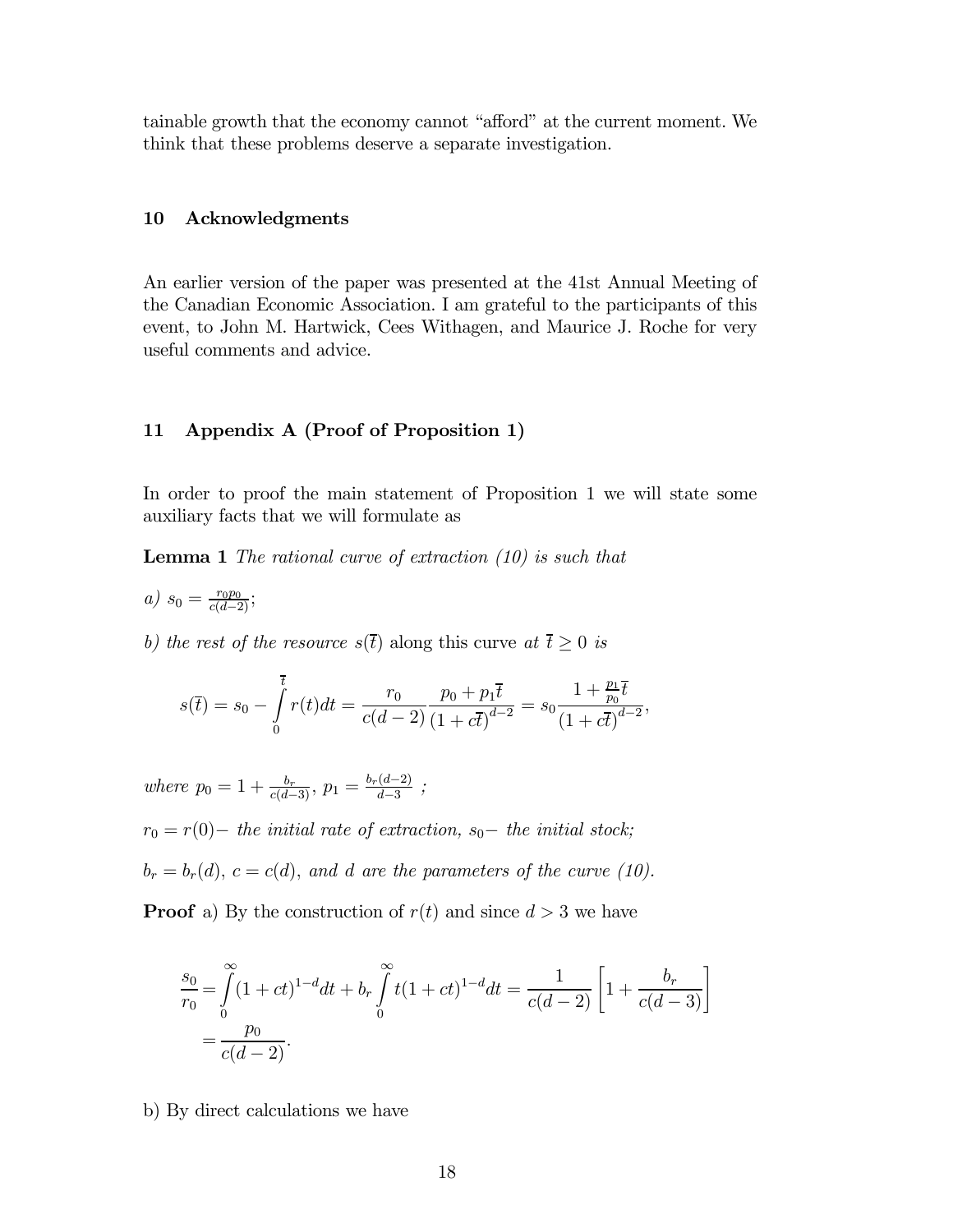tainable growth that the economy cannot "afford" at the current moment. We think that these problems deserve a separate investigation.

## 10 Acknowledgments

An earlier version of the paper was presented at the 41st Annual Meeting of the Canadian Economic Association. I am grateful to the participants of this event, to John M. Hartwick, Cees Withagen, and Maurice J. Roche for very useful comments and advice.

## 11 Appendix A (Proof of Proposition 1)

In order to proof the main statement of Proposition 1 we will state some auxiliary facts that we will formulate as

**Lemma 1** *The rational curve of extraction (10) is such that*

*a)* $s_0 = \frac{r_0 p_0}{c(d-2)}$;

*b) the rest of the resource* $s(\overline{t})$ along this curve *at* $\overline{t} \geq 0$ *is*

$$s(\overline{t}) = s_0 - \int_0^{\overline{t}} r(t)dt = \frac{r_0}{c(d-2)} \frac{p_0 + p_1 \overline{t}}{(1 + c\overline{t})^{d-2}} = s_0 \frac{1 + \frac{p_1}{p_0}\overline{t}}{(1 + c\overline{t})^{d-2}},$$

*where* $p_0 = 1 + \frac{b_r}{c(d-3)}$, $p_1 = \frac{b_r(d-2)}{d-3}$ *;*

$r_0 = r(0)-$ *the initial rate of extraction,* $s_0-$ *the initial stock;*

$b_r = b_r(d)$, $c = c(d)$, *and* $d$ *are the parameters of the curve (10).*

**Proof** a) By the construction of $r(t)$ and since $d > 3$ we have

$$\begin{aligned}
\frac{s_0}{r_0} &= \int_0^{\infty} (1+ct)^{1-d} dt + b_r \int_0^{\infty} t(1+ct)^{1-d} dt = \frac{1}{c(d-2)} \left[ 1 + \frac{b_r}{c(d-3)} \right] \\
&= \frac{p_0}{c(d-2)}.
\end{aligned}$$

b) By direct calculations we have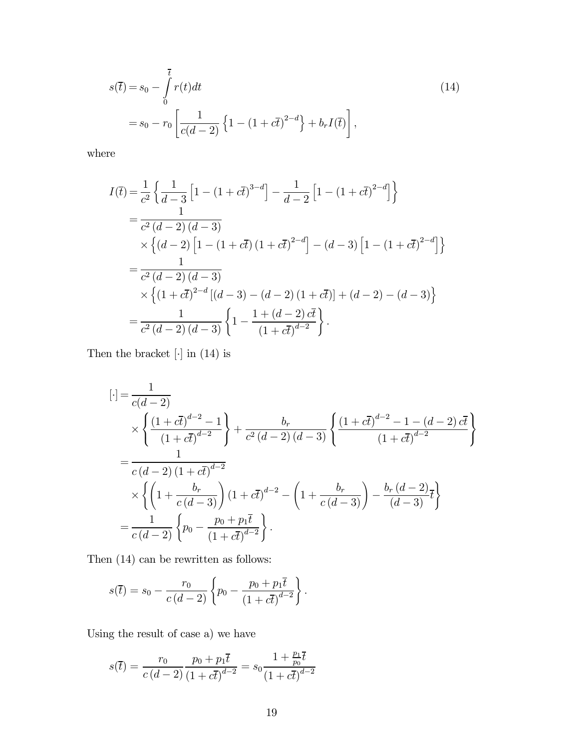$$
\begin{aligned}
s(\bar{t}) &= s_0 - \int_0^{\bar{t}} r(t)dt \qquad (14) \\
&= s_0 - r_0 \left[ \frac{1}{c(d-2)} \left\{ 1 - (1+c\bar{t})^{2-d} \right\} + b_r I(\bar{t}) \right],
\end{aligned}
$$

where

$$
\begin{aligned}
I(\bar{t}) &= \frac{1}{c^2} \left\{ \frac{1}{d-3} \left[ 1 - (1+c\bar{t})^{3-d} \right] - \frac{1}{d-2} \left[ 1 - (1+c\bar{t})^{2-d} \right] \right\} \\
&= \frac{1}{c^2 (d-2)(d-3)} \\
&\quad \times \left\{ (d-2) \left[ 1 - (1+c\bar{t})(1+c\bar{t})^{2-d} \right] - (d-3) \left[ 1 - (1+c\bar{t})^{2-d} \right] \right\} \\
&= \frac{1}{c^2 (d-2)(d-3)} \\
&\quad \times \left\{ (1+c\bar{t})^{2-d} \left[ (d-3) - (d-2)(1+c\bar{t}) \right] + (d-2) - (d-3) \right\} \\
&= \frac{1}{c^2 (d-2)(d-3)} \left\{ 1 - \frac{1 + (d-2)c\bar{t}}{(1+c\bar{t})^{d-2}} \right\}.
\end{aligned}
$$

Then the bracket $[\cdot]$ in (14) is

$$
\begin{aligned}
[\cdot] &= \frac{1}{c(d-2)} \\
&\quad \times \left\{ \frac{(1+c\bar{t})^{d-2} - 1}{(1+c\bar{t})^{d-2}} \right\} + \frac{b_r}{c^2 (d-2)(d-3)} \left\{ \frac{(1+c\bar{t})^{d-2} - 1 - (d-2)c\bar{t}}{(1+c\bar{t})^{d-2}} \right\} \\
&= \frac{1}{c(d-2)(1+c\bar{t})^{d-2}} \\
&\quad \times \left\{ \left( 1 + \frac{b_r}{c(d-3)} \right) (1+c\bar{t})^{d-2} - \left( 1 + \frac{b_r}{c(d-3)} \right) - \frac{b_r (d-2)}{(d-3)} \bar{t} \right\} \\
&= \frac{1}{c(d-2)} \left\{ p_0 - \frac{p_0 + p_1 \bar{t}}{(1+c\bar{t})^{d-2}} \right\}.
\end{aligned}
$$

Then (14) can be rewritten as follows:

$$
s(\bar{t}) = s_0 - \frac{r_0}{c(d-2)} \left\{ p_0 - \frac{p_0 + p_1 \bar{t}}{(1+c\bar{t})^{d-2}} \right\}.
$$

Using the result of case a) we have

$$
s(\bar{t}) = \frac{r_0}{c(d-2)} \frac{p_0 + p_1 \bar{t}}{(1+c\bar{t})^{d-2}} = s_0 \frac{1 + \frac{p_1}{p_0} \bar{t}}{(1+c\bar{t})^{d-2}}
$$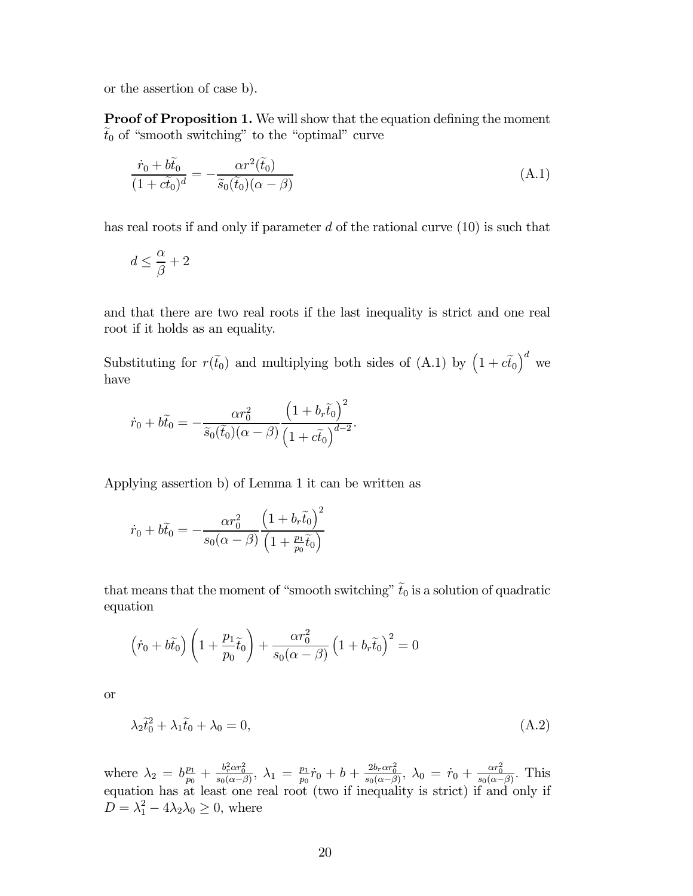or the assertion of case b).

**Proof of Proposition 1.** We will show that the equation defining the moment $\widetilde{t}_0$ of "smooth switching" to the "optimal" curve

$$\frac{\dot{r}_0 + b\widetilde{t}_0}{(1 + c\widetilde{t}_0)^d} = -\frac{\alpha r^2(\widetilde{t}_0)}{\widetilde{s}_0(\widetilde{t}_0)(\alpha - \beta)} \tag{A.1}$$

has real roots if and only if parameter $d$ of the rational curve (10) is such that

$$d \leq \frac{\alpha}{\beta} + 2$$

and that there are two real roots if the last inequality is strict and one real root if it holds as an equality.

Substituting for $r(\widetilde{t}_0)$ and multiplying both sides of (A.1) by $\left(1 + c\widetilde{t}_0\right)^d$ we have

$$\dot{r}_0 + b\widetilde{t}_0 = -\frac{\alpha r_0^2}{\widetilde{s}_0(\widetilde{t}_0)(\alpha - \beta)} \frac{\left(1 + b_r\widetilde{t}_0\right)^2}{\left(1 + c\widetilde{t}_0\right)^{d-2}}.$$

Applying assertion b) of Lemma 1 it can be written as

$$\dot{r}_0 + b\widetilde{t}_0 = -\frac{\alpha r_0^2}{s_0(\alpha - \beta)} \frac{\left(1 + b_r\widetilde{t}_0\right)^2}{\left(1 + \frac{p_1}{p_0}\widetilde{t}_0\right)}$$

that means that the moment of "smooth switching" $\widetilde{t}_0$ is a solution of quadratic equation

$$\left(\dot{r}_0 + b\widetilde{t}_0\right)\left(1 + \frac{p_1}{p_0}\widetilde{t}_0\right) + \frac{\alpha r_0^2}{s_0(\alpha - \beta)}\left(1 + b_r\widetilde{t}_0\right)^2 = 0$$

or

$$\lambda_2 \widetilde{t}_0^2 + \lambda_1 \widetilde{t}_0 + \lambda_0 = 0, \tag{A.2}$$

where $\lambda_2 = b\frac{p_1}{p_0} + \frac{b_r^2 \alpha r_0^2}{s_0(\alpha - \beta)}$, $\lambda_1 = \frac{p_1}{p_0}\dot{r}_0 + b + \frac{2b_r \alpha r_0^2}{s_0(\alpha - \beta)}$, $\lambda_0 = \dot{r}_0 + \frac{\alpha r_0^2}{s_0(\alpha - \beta)}$. This equation has at least one real root (two if inequality is strict) if and only if $D = \lambda_1^2 - 4\lambda_2\lambda_0 \geq 0$, where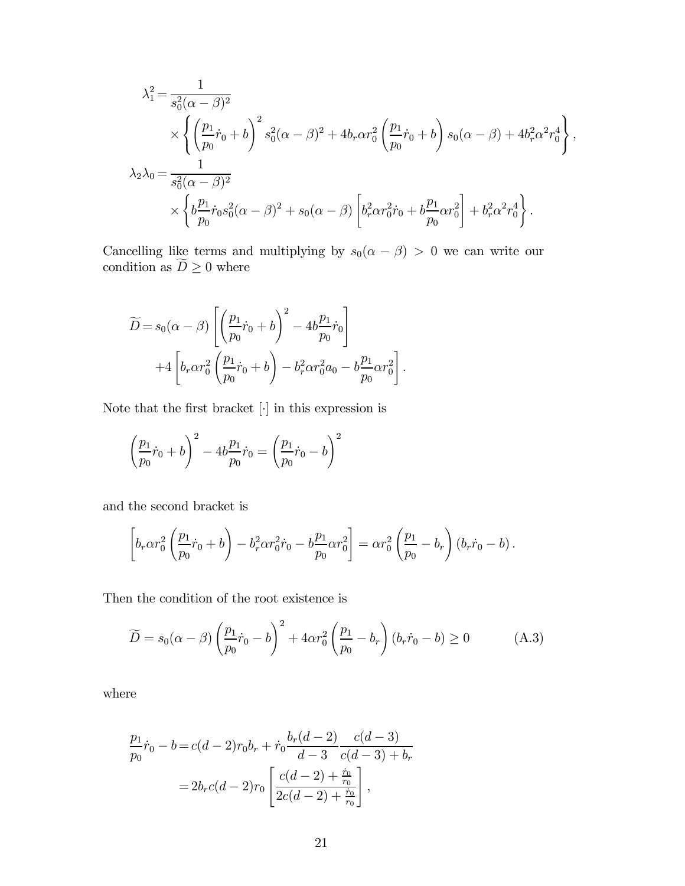$$
\begin{aligned}
\lambda_1^2 =& \frac{1}{s_0^2(\alpha-\beta)^2} \\
&\times \left\{ \left(\frac{p_1}{p_0}\dot{r}_0 + b\right)^2 s_0^2(\alpha-\beta)^2 + 4b_r\alpha r_0^2 \left(\frac{p_1}{p_0}\dot{r}_0 + b\right) s_0(\alpha-\beta) + 4b_r^2\alpha^2 r_0^4 \right\}, \\
\lambda_2\lambda_0 =& \frac{1}{s_0^2(\alpha-\beta)^2} \\
&\times \left\{ b\frac{p_1}{p_0}\dot{r}_0 s_0^2(\alpha-\beta)^2 + s_0(\alpha-\beta)\left[b_r^2\alpha r_0^2\dot{r}_0 + b\frac{p_1}{p_0}\alpha r_0^2\right] + b_r^2\alpha^2 r_0^4 \right\}.
\end{aligned}
$$

Cancelling like terms and multiplying by $s_0(\alpha-\beta) > 0$ we can write our condition as $\widetilde{D} \geq 0$ where

$$
\begin{aligned}
\widetilde{D} =& s_0(\alpha-\beta)\left[\left(\frac{p_1}{p_0}\dot{r}_0 + b\right)^2 - 4b\frac{p_1}{p_0}\dot{r}_0\right] \\
&+ 4\left[b_r\alpha r_0^2\left(\frac{p_1}{p_0}\dot{r}_0 + b\right) - b_r^2\alpha r_0^2 a_0 - b\frac{p_1}{p_0}\alpha r_0^2\right].
\end{aligned}
$$

Note that the first bracket $[\cdot]$ in this expression is

$$
\left(\frac{p_1}{p_0}\dot{r}_0 + b\right)^2 - 4b\frac{p_1}{p_0}\dot{r}_0 = \left(\frac{p_1}{p_0}\dot{r}_0 - b\right)^2
$$

and the second bracket is

$$
\left[b_r\alpha r_0^2\left(\frac{p_1}{p_0}\dot{r}_0 + b\right) - b_r^2\alpha r_0^2\dot{r}_0 - b\frac{p_1}{p_0}\alpha r_0^2\right] = \alpha r_0^2\left(\frac{p_1}{p_0} - b_r\right)\left(b_r\dot{r}_0 - b\right).
$$

Then the condition of the root existence is

$$
\widetilde{D} = s_0(\alpha-\beta)\left(\frac{p_1}{p_0}\dot{r}_0 - b\right)^2 + 4\alpha r_0^2\left(\frac{p_1}{p_0} - b_r\right)\left(b_r\dot{r}_0 - b\right) \geq 0 \tag{A.3}
$$

where

$$
\begin{aligned}
\frac{p_1}{p_0}\dot{r}_0 - b =& c(d-2)r_0 b_r + \dot{r}_0\frac{b_r(d-2)}{d-3}\frac{c(d-3)}{c(d-3)+b_r} \\
=& 2b_r c(d-2)r_0\left[\frac{c(d-2)+\frac{\dot{r}_0}{r_0}}{2c(d-2)+\frac{\dot{r}_0}{r_0}}\right],
\end{aligned}
$$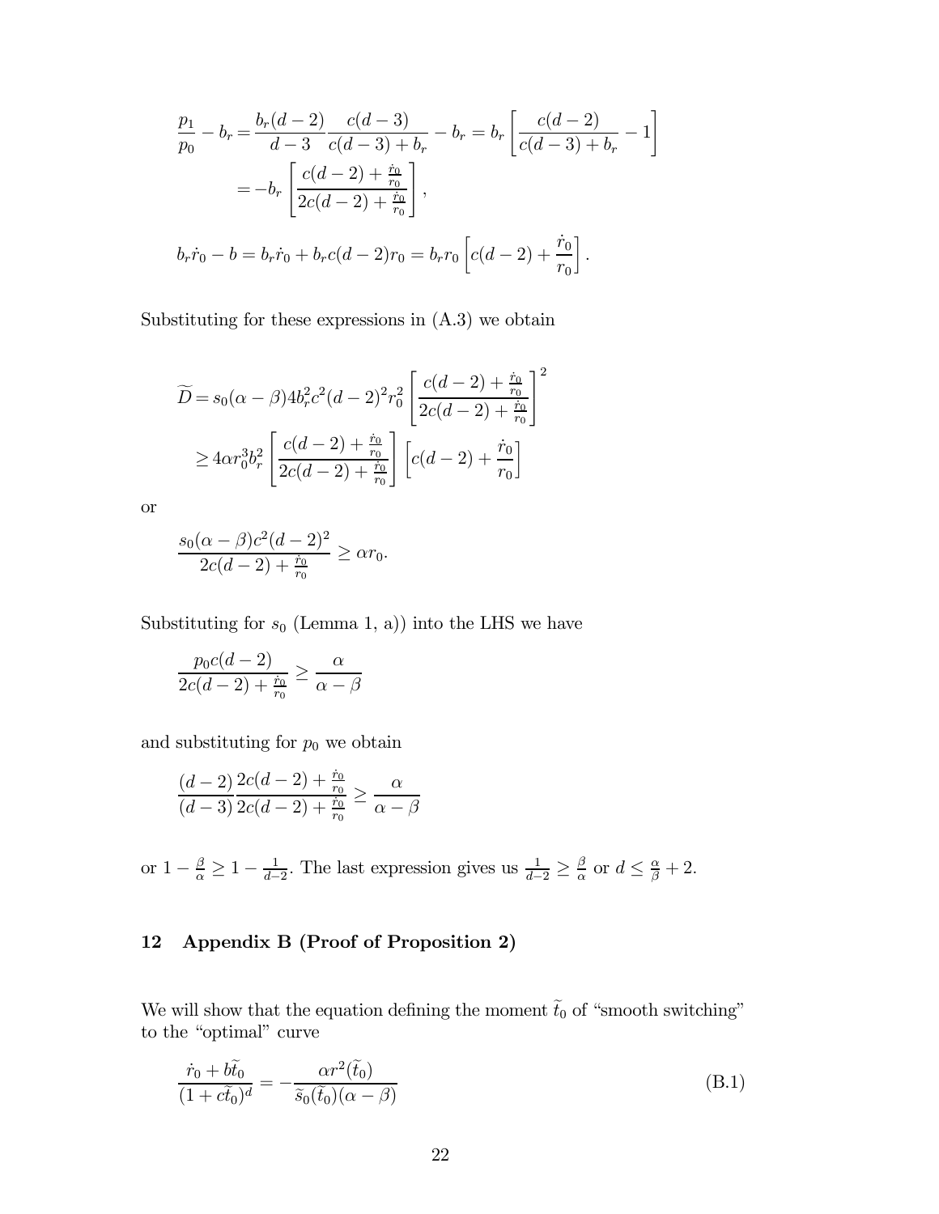$$
\begin{aligned}
\frac{p_1}{p_0} - b_r &= \frac{b_r(d-2)}{d-3}\frac{c(d-3)}{c(d-3)+b_r} - b_r = b_r\left[\frac{c(d-2)}{c(d-3)+b_r} - 1\right] \\
&= -b_r\left[\frac{c(d-2)+\frac{\dot{r}_0}{r_0}}{2c(d-2)+\frac{\dot{r}_0}{r_0}}\right],
\end{aligned}
$$

$$
b_r\dot{r}_0 - b = b_r\dot{r}_0 + b_r c(d-2)r_0 = b_r r_0\left[c(d-2)+\frac{\dot{r}_0}{r_0}\right].
$$

Substituting for these expressions in (A.3) we obtain

$$
\begin{aligned}
\widetilde{D} &= s_0(\alpha-\beta)4b_r^2c^2(d-2)^2r_0^2\left[\frac{c(d-2)+\frac{\dot{r}_0}{r_0}}{2c(d-2)+\frac{\dot{r}_0}{r_0}}\right]^2 \\
&\geq 4\alpha r_0^3 b_r^2\left[\frac{c(d-2)+\frac{\dot{r}_0}{r_0}}{2c(d-2)+\frac{\dot{r}_0}{r_0}}\right]\left[c(d-2)+\frac{\dot{r}_0}{r_0}\right]
\end{aligned}
$$

or

$$
\frac{s_0(\alpha-\beta)c^2(d-2)^2}{2c(d-2)+\frac{\dot{r}_0}{r_0}} \geq \alpha r_0.
$$

Substituting for $s_0$ (Lemma 1, a)) into the LHS we have

$$
\frac{p_0c(d-2)}{2c(d-2)+\frac{\dot{r}_0}{r_0}} \geq \frac{\alpha}{\alpha-\beta}
$$

and substituting for $p_0$ we obtain

$$
\frac{(d-2)}{(d-3)}\frac{2c(d-2)+\frac{\dot{r}_0}{r_0}}{2c(d-2)+\frac{\dot{r}_0}{r_0}} \geq \frac{\alpha}{\alpha-\beta}
$$

or $1-\frac{\beta}{\alpha} \geq 1-\frac{1}{d-2}$. The last expression gives us $\frac{1}{d-2} \geq \frac{\beta}{\alpha}$ or $d \leq \frac{\alpha}{\beta}+2$.

## 12 Appendix B (Proof of Proposition 2)

We will show that the equation defining the moment $\widetilde{t}_0$ of "smooth switching" to the "optimal" curve

$$
\frac{\dot{r}_0 + b\widetilde{t}_0}{(1+c\widetilde{t}_0)^d} = -\frac{\alpha r^2(\widetilde{t}_0)}{\widetilde{s}_0(\widetilde{t}_0)(\alpha-\beta)} \tag{B.1}
$$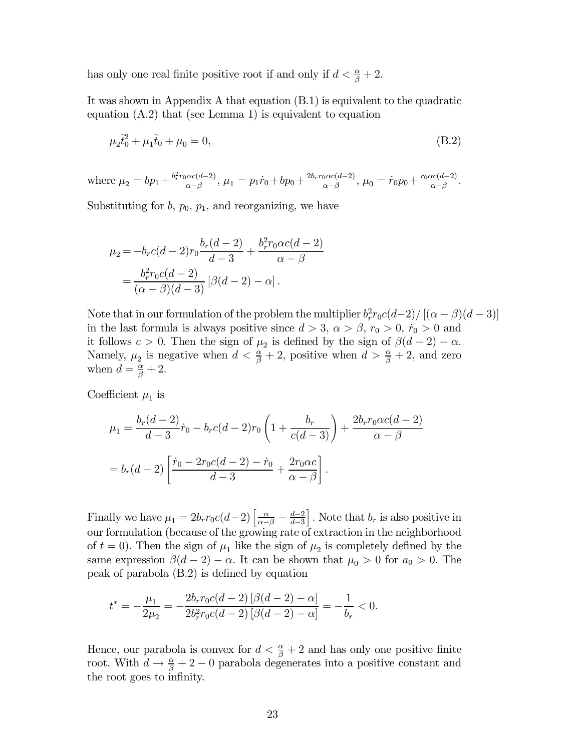has only one real finite positive root if and only if $d < \frac{\alpha}{\beta} + 2$.

It was shown in Appendix A that equation (B.1) is equivalent to the quadratic equation (A.2) that (see Lemma 1) is equivalent to equation

$$\mu_2 \widetilde{t}_0^2 + \mu_1 \widetilde{t}_0 + \mu_0 = 0, \tag{B.2}$$

where $\mu_2 = bp_1 + \frac{b_r^2 r_0 \alpha c(d-2)}{\alpha-\beta}$, $\mu_1 = p_1 \dot{r}_0 + bp_0 + \frac{2b_r r_0 \alpha c(d-2)}{\alpha-\beta}$, $\mu_0 = \dot{r}_0 p_0 + \frac{r_0 \alpha c(d-2)}{\alpha-\beta}$.

Substituting for $b$, $p_0$, $p_1$, and reorganizing, we have

$$\begin{aligned}
\mu_2 &= -b_r c(d-2) r_0 \frac{b_r(d-2)}{d-3} + \frac{b_r^2 r_0 \alpha c(d-2)}{\alpha-\beta} \\
&= \frac{b_r^2 r_0 c(d-2)}{(\alpha-\beta)(d-3)} \left[\beta(d-2) - \alpha\right].
\end{aligned}$$

Note that in our formulation of the problem the multiplier $b_r^2 r_0 c(d-2)/\left[(\alpha-\beta)(d-3)\right]$ in the last formula is always positive since $d > 3$, $\alpha > \beta$, $r_0 > 0$, $\dot{r}_0 > 0$ and it follows $c > 0$. Then the sign of $\mu_2$ is defined by the sign of $\beta(d-2) - \alpha$. Namely, $\mu_2$ is negative when $d < \frac{\alpha}{\beta} + 2$, positive when $d > \frac{\alpha}{\beta} + 2$, and zero when $d = \frac{\alpha}{\beta} + 2$.

Coefficient $\mu_1$ is

$$\begin{aligned}
\mu_1 &= \frac{b_r(d-2)}{d-3}\dot{r}_0 - b_r c(d-2) r_0 \left(1 + \frac{b_r}{c(d-3)}\right) + \frac{2b_r r_0 \alpha c(d-2)}{\alpha-\beta} \\
&= b_r(d-2)\left[\frac{\dot{r}_0 - 2r_0 c(d-2) - \dot{r}_0}{d-3} + \frac{2r_0 \alpha c}{\alpha-\beta}\right].
\end{aligned}$$

Finally we have $\mu_1 = 2b_r r_0 c(d-2)\left[\frac{\alpha}{\alpha-\beta} - \frac{d-2}{d-3}\right]$. Note that $b_r$ is also positive in our formulation (because of the growing rate of extraction in the neighborhood of $t = 0$). Then the sign of $\mu_1$ like the sign of $\mu_2$ is completely defined by the same expression $\beta(d-2) - \alpha$. It can be shown that $\mu_0 > 0$ for $a_0 > 0$. The peak of parabola (B.2) is defined by equation

$$t^* = -\frac{\mu_1}{2\mu_2} = -\frac{2b_r r_0 c(d-2)\left[\beta(d-2) - \alpha\right]}{2b_r^2 r_0 c(d-2)\left[\beta(d-2) - \alpha\right]} = -\frac{1}{b_r} < 0.$$

Hence, our parabola is convex for $d < \frac{\alpha}{\beta} + 2$ and has only one positive finite root. With $d \to \frac{\alpha}{\beta} + 2 - 0$ parabola degenerates into a positive constant and the root goes to infinity.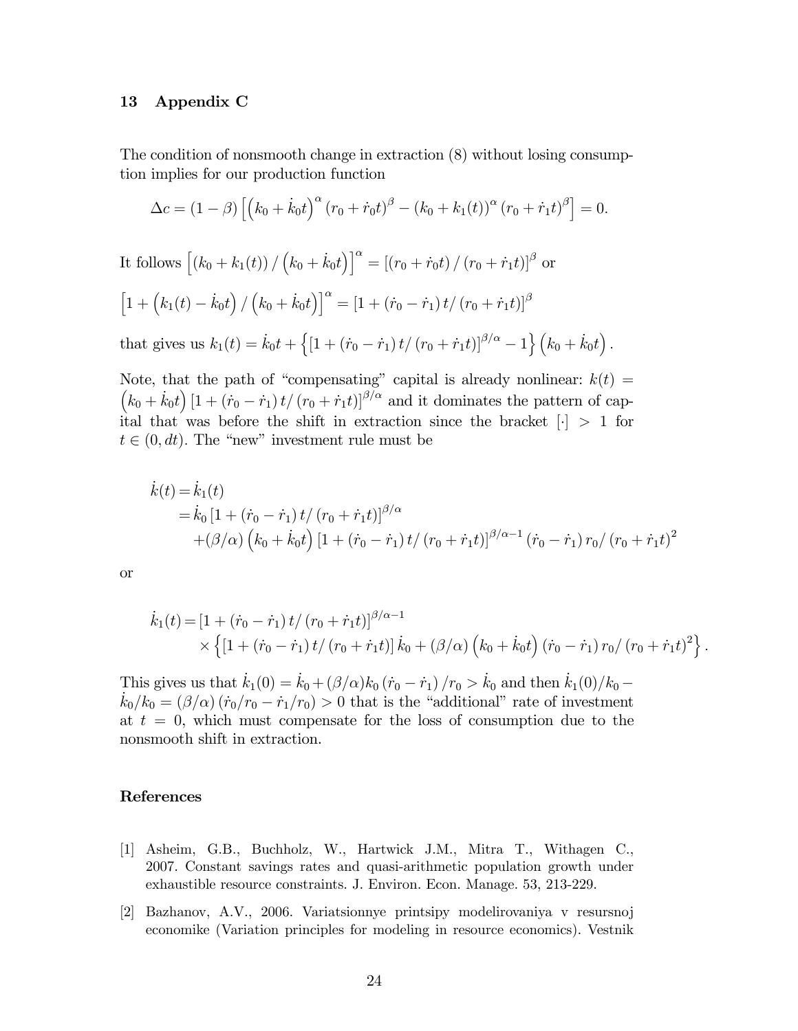## 13 Appendix C

The condition of nonsmooth change in extraction (8) without losing consumption implies for our production function

$$\Delta c = (1-\beta)\left[\left(k_0 + \dot{k}_0 t\right)^{\alpha}(r_0 + \dot{r}_0 t)^{\beta} - (k_0 + k_1(t))^{\alpha}(r_0 + \dot{r}_1 t)^{\beta}\right] = 0.$$

It follows $\left[(k_0 + k_1(t))/\left(k_0 + \dot{k}_0 t\right)\right]^{\alpha} = \left[(r_0 + \dot{r}_0 t)/(r_0 + \dot{r}_1 t)\right]^{\beta}$ or

$\left[1 + \left(k_1(t) - \dot{k}_0 t\right)/\left(k_0 + \dot{k}_0 t\right)\right]^{\alpha} = \left[1 + (\dot{r}_0 - \dot{r}_1)t/(r_0 + \dot{r}_1 t)\right]^{\beta}$

that gives us $k_1(t) = \dot{k}_0 t + \left\{\left[1 + (\dot{r}_0 - \dot{r}_1)t/(r_0 + \dot{r}_1 t)\right]^{\beta/\alpha} - 1\right\}\left(k_0 + \dot{k}_0 t\right).$

Note, that the path of "compensating" capital is already nonlinear: $k(t) = \left(k_0 + \dot{k}_0 t\right)\left[1 + (\dot{r}_0 - \dot{r}_1)t/(r_0 + \dot{r}_1 t)\right]^{\beta/\alpha}$ and it dominates the pattern of capital that was before the shift in extraction since the bracket $[\cdot] > 1$ for $t \in (0, dt)$. The "new" investment rule must be

$$\begin{aligned}
\dot{k}(t) &= \dot{k}_1(t) \\
&= \dot{k}_0\left[1 + (\dot{r}_0 - \dot{r}_1)t/(r_0 + \dot{r}_1 t)\right]^{\beta/\alpha} \\
&\quad + (\beta/\alpha)\left(k_0 + \dot{k}_0 t\right)\left[1 + (\dot{r}_0 - \dot{r}_1)t/(r_0 + \dot{r}_1 t)\right]^{\beta/\alpha - 1}(\dot{r}_0 - \dot{r}_1)r_0/(r_0 + \dot{r}_1 t)^2
\end{aligned}$$

or

$$\begin{aligned}
\dot{k}_1(t) &= \left[1 + (\dot{r}_0 - \dot{r}_1)t/(r_0 + \dot{r}_1 t)\right]^{\beta/\alpha - 1} \\
&\quad \times \left\{\left[1 + (\dot{r}_0 - \dot{r}_1)t/(r_0 + \dot{r}_1 t)\right]\dot{k}_0 + (\beta/\alpha)\left(k_0 + \dot{k}_0 t\right)(\dot{r}_0 - \dot{r}_1)r_0/(r_0 + \dot{r}_1 t)^2\right\}.
\end{aligned}$$

This gives us that $\dot{k}_1(0) = \dot{k}_0 + (\beta/\alpha)k_0(\dot{r}_0 - \dot{r}_1)/r_0 > \dot{k}_0$ and then $\dot{k}_1(0)/k_0 - \dot{k}_0/k_0 = (\beta/\alpha)(\dot{r}_0/r_0 - \dot{r}_1/r_0) > 0$ that is the "additional" rate of investment at $t = 0$, which must compensate for the loss of consumption due to the nonsmooth shift in extraction.

## References

[1] Asheim, G.B., Buchholz, W., Hartwick J.M., Mitra T., Withagen C., 2007. Constant savings rates and quasi-arithmetic population growth under exhaustible resource constraints. J. Environ. Econ. Manage. 53, 213-229.

[2] Bazhanov, A.V., 2006. Variatsionnye printsipy modelirovaniya v resursnoj economike (Variation principles for modeling in resource economics). Vestnik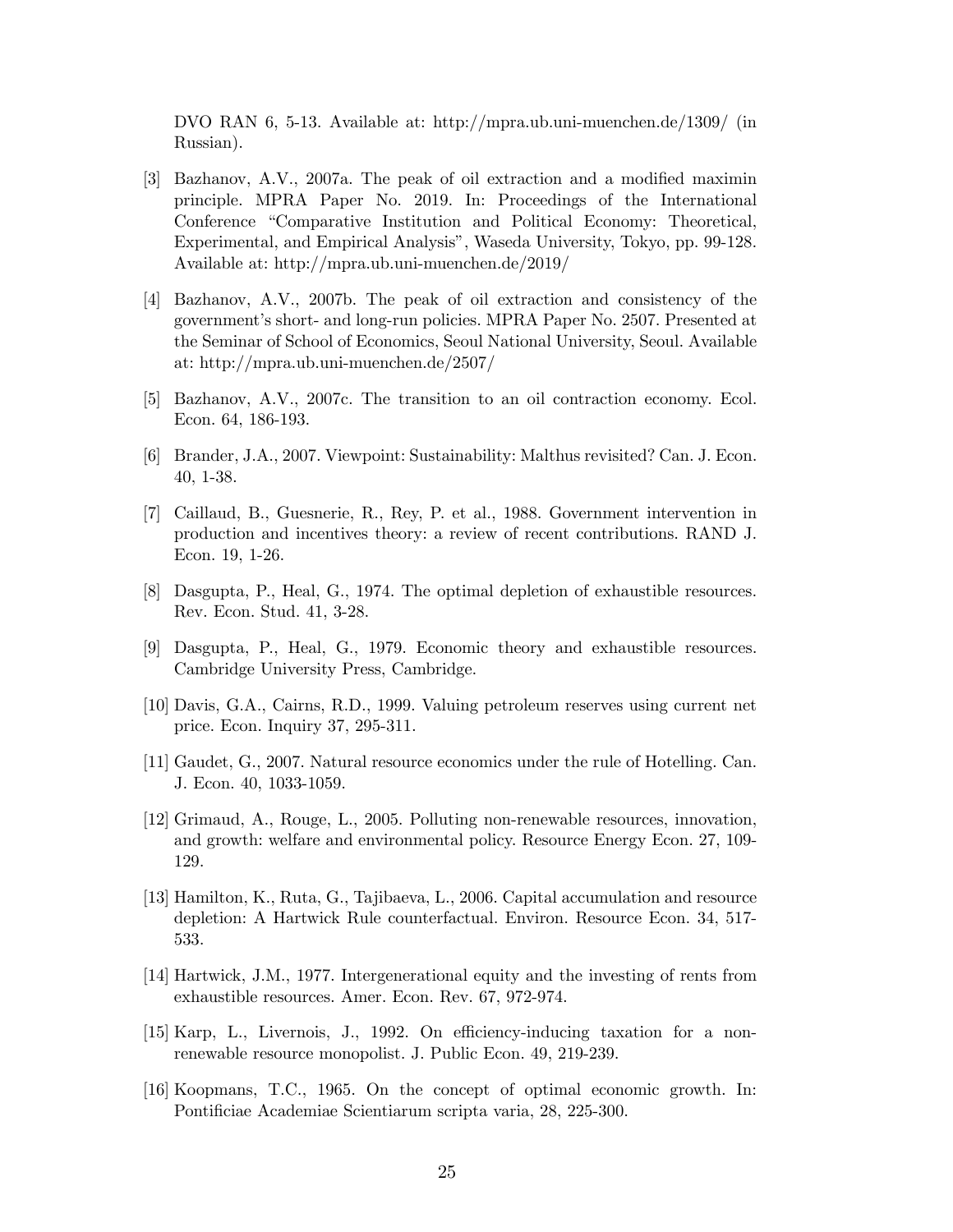DVO RAN 6, 5-13. Available at: http://mpra.ub.uni-muenchen.de/1309/ (in Russian).

[3] Bazhanov, A.V., 2007a. The peak of oil extraction and a modified maximin principle. MPRA Paper No. 2019. In: Proceedings of the International Conference "Comparative Institution and Political Economy: Theoretical, Experimental, and Empirical Analysis", Waseda University, Tokyo, pp. 99-128. Available at: http://mpra.ub.uni-muenchen.de/2019/

[4] Bazhanov, A.V., 2007b. The peak of oil extraction and consistency of the government's short- and long-run policies. MPRA Paper No. 2507. Presented at the Seminar of School of Economics, Seoul National University, Seoul. Available at: http://mpra.ub.uni-muenchen.de/2507/

[5] Bazhanov, A.V., 2007c. The transition to an oil contraction economy. Ecol. Econ. 64, 186-193.

[6] Brander, J.A., 2007. Viewpoint: Sustainability: Malthus revisited? Can. J. Econ. 40, 1-38.

[7] Caillaud, B., Guesnerie, R., Rey, P. et al., 1988. Government intervention in production and incentives theory: a review of recent contributions. RAND J. Econ. 19, 1-26.

[8] Dasgupta, P., Heal, G., 1974. The optimal depletion of exhaustible resources. Rev. Econ. Stud. 41, 3-28.

[9] Dasgupta, P., Heal, G., 1979. Economic theory and exhaustible resources. Cambridge University Press, Cambridge.

[10] Davis, G.A., Cairns, R.D., 1999. Valuing petroleum reserves using current net price. Econ. Inquiry 37, 295-311.

[11] Gaudet, G., 2007. Natural resource economics under the rule of Hotelling. Can. J. Econ. 40, 1033-1059.

[12] Grimaud, A., Rouge, L., 2005. Polluting non-renewable resources, innovation, and growth: welfare and environmental policy. Resource Energy Econ. 27, 109-129.

[13] Hamilton, K., Ruta, G., Tajibaeva, L., 2006. Capital accumulation and resource depletion: A Hartwick Rule counterfactual. Environ. Resource Econ. 34, 517-533.

[14] Hartwick, J.M., 1977. Intergenerational equity and the investing of rents from exhaustible resources. Amer. Econ. Rev. 67, 972-974.

[15] Karp, L., Livernois, J., 1992. On efficiency-inducing taxation for a non-renewable resource monopolist. J. Public Econ. 49, 219-239.

[16] Koopmans, T.C., 1965. On the concept of optimal economic growth. In: Pontificiae Academiae Scientiarum scripta varia, 28, 225-300.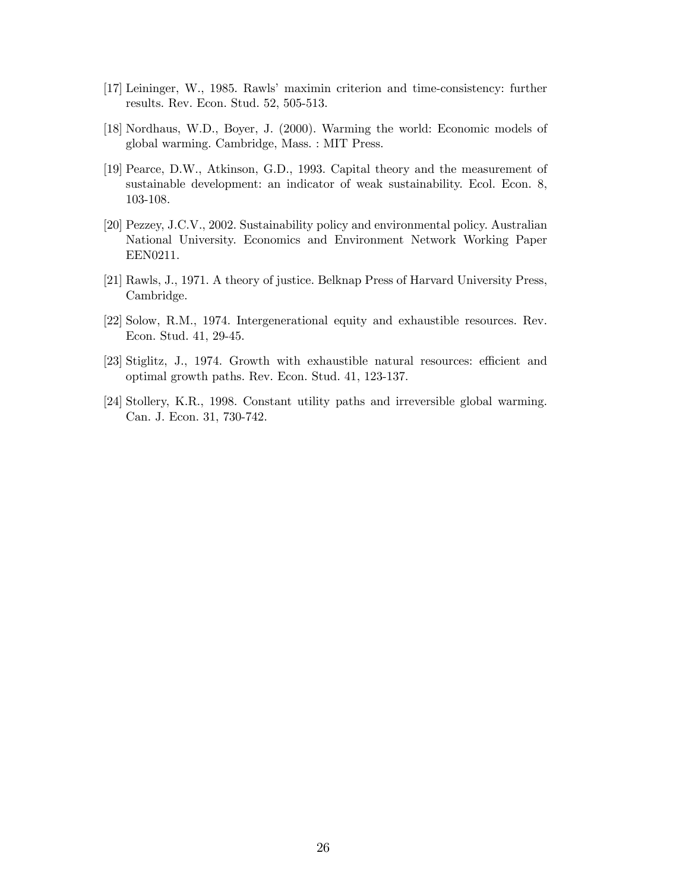[17] Leininger, W., 1985. Rawls' maximin criterion and time-consistency: further results. Rev. Econ. Stud. 52, 505-513.

[18] Nordhaus, W.D., Boyer, J. (2000). Warming the world: Economic models of global warming. Cambridge, Mass. : MIT Press.

[19] Pearce, D.W., Atkinson, G.D., 1993. Capital theory and the measurement of sustainable development: an indicator of weak sustainability. Ecol. Econ. 8, 103-108.

[20] Pezzey, J.C.V., 2002. Sustainability policy and environmental policy. Australian National University. Economics and Environment Network Working Paper EEN0211.

[21] Rawls, J., 1971. A theory of justice. Belknap Press of Harvard University Press, Cambridge.

[22] Solow, R.M., 1974. Intergenerational equity and exhaustible resources. Rev. Econ. Stud. 41, 29-45.

[23] Stiglitz, J., 1974. Growth with exhaustible natural resources: efficient and optimal growth paths. Rev. Econ. Stud. 41, 123-137.

[24] Stollery, K.R., 1998. Constant utility paths and irreversible global warming. Can. J. Econ. 31, 730-742.